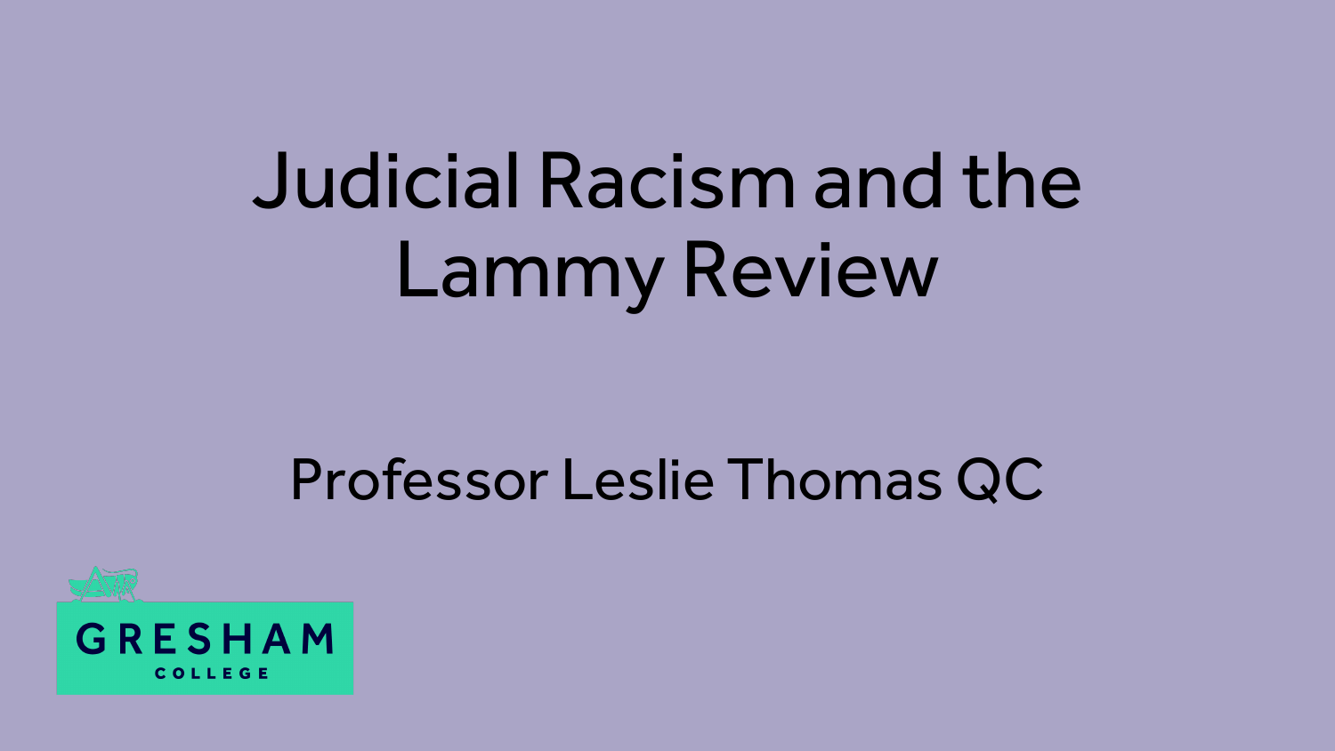# Judicial Racism and the Lammy Review

Professor Leslie Thomas QC

GRESHAM COLLEGE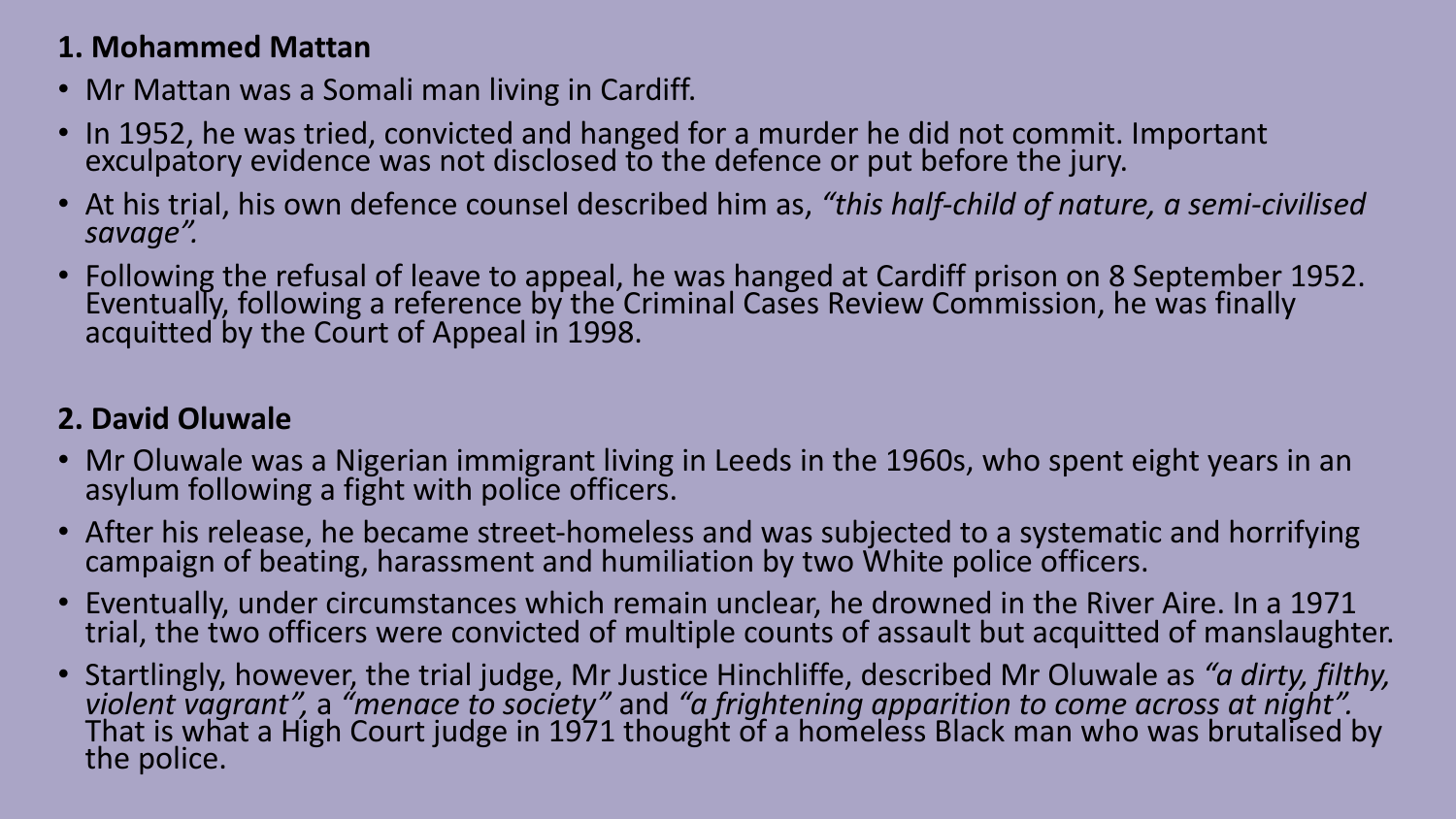### 1. Mohammed Mattan

- Mr Mattan was a Somali man living in Cardiff.
- In 1952, he was tried, convicted and hanged for a murder he did not commit. Important exculpatory evidence was not disclosed to the defence or put before the jury.
- At his trial, his own defence counsel described him as, *"this half-child of nature, a semi-civilised savage".*
- Following the refusal of leave to appeal, he was hanged at Cardiff prison on 8 September 1952. Eventually, following a reference by the Criminal Cases Review Commission, he was finally acquitted by the Court of Appeal in 1998.

### 2. David Oluwale

- Mr Oluwale was a Nigerian immigrant living in Leeds in the 1960s, who spent eight years in an asylum following a fight with police officers.
- After his release, he became street-homeless and was subjected to a systematic and horrifying campaign of beating, harassment and humiliation by two White police officers.
- Eventually, under circumstances which remain unclear, he drowned in the River Aire. In a 1971 trial, the two officers were convicted of multiple counts of assault but acquitted of manslaughter.
- Startlingly, however, the trial judge, Mr Justice Hinchliffe, described Mr Oluwale as *"a dirty, filthy, violent vagrant",* a *"menace to society"* and *"a frightening apparition to come across at night".* That is what a High Court judge in 1971 thought of a homeless Black man who was brutalised by the police.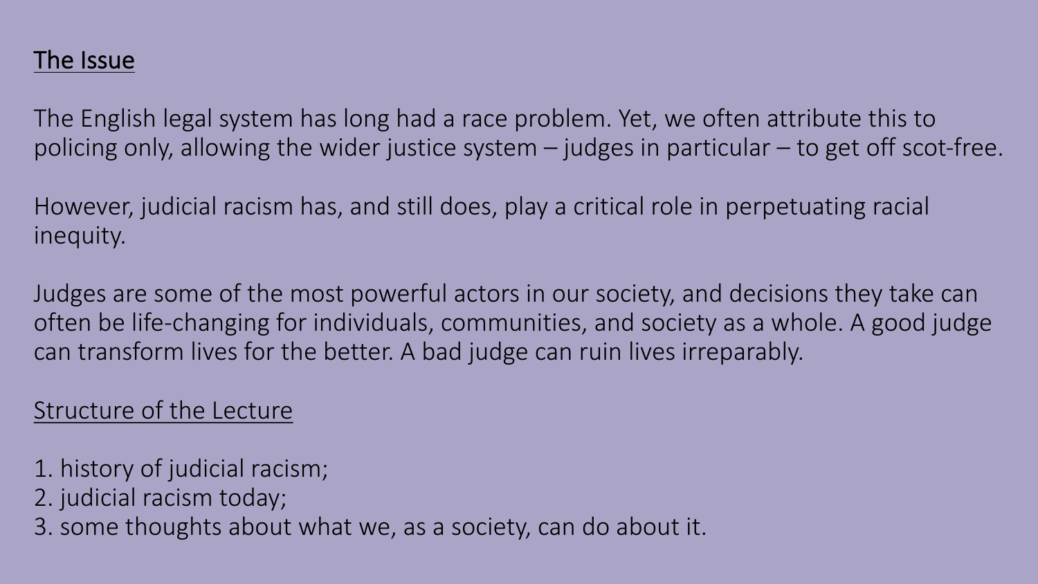## The Issue

The English legal system has long had a race problem. Yet, we often attribute this to policing only, allowing the wider justice system – judges in particular – to get off scot-free.

However, judicial racism has, and still does, play a critical role in perpetuating racial inequity.

Judges are some of the most powerful actors in our society, and decisions they take can often be life-changing for individuals, communities, and society as a whole. A good judge can transform lives for the better. A bad judge can ruin lives irreparably.

## Structure of the Lecture

1. history of judicial racism;
2. judicial racism today;
3. some thoughts about what we, as a society, can do about it.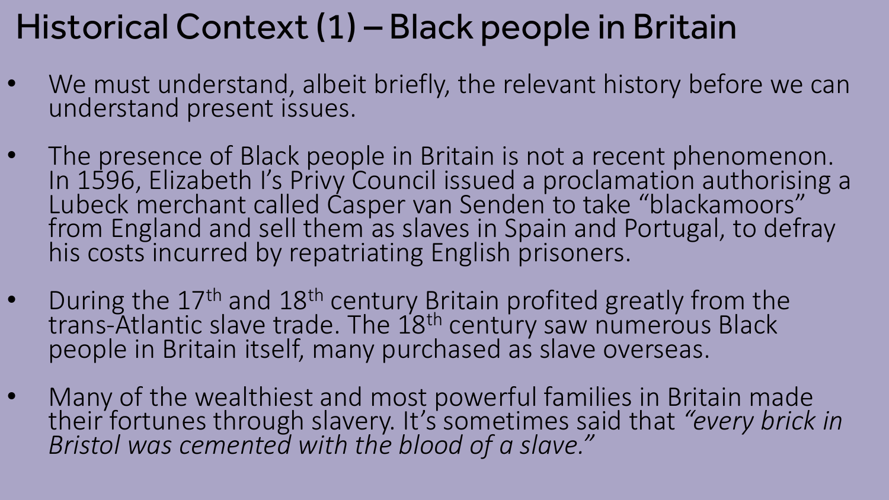# Historical Context (1) – Black people in Britain

- We must understand, albeit briefly, the relevant history before we can understand present issues.
- The presence of Black people in Britain is not a recent phenomenon. In 1596, Elizabeth I's Privy Council issued a proclamation authorising a Lubeck merchant called Casper van Senden to take "blackamoors" from England and sell them as slaves in Spain and Portugal, to defray his costs incurred by repatriating English prisoners.
- During the 17th and 18th century Britain profited greatly from the trans-Atlantic slave trade. The 18th century saw numerous Black people in Britain itself, many purchased as slave overseas.
- Many of the wealthiest and most powerful families in Britain made their fortunes through slavery. It's sometimes said that *"every brick in Bristol was cemented with the blood of a slave."*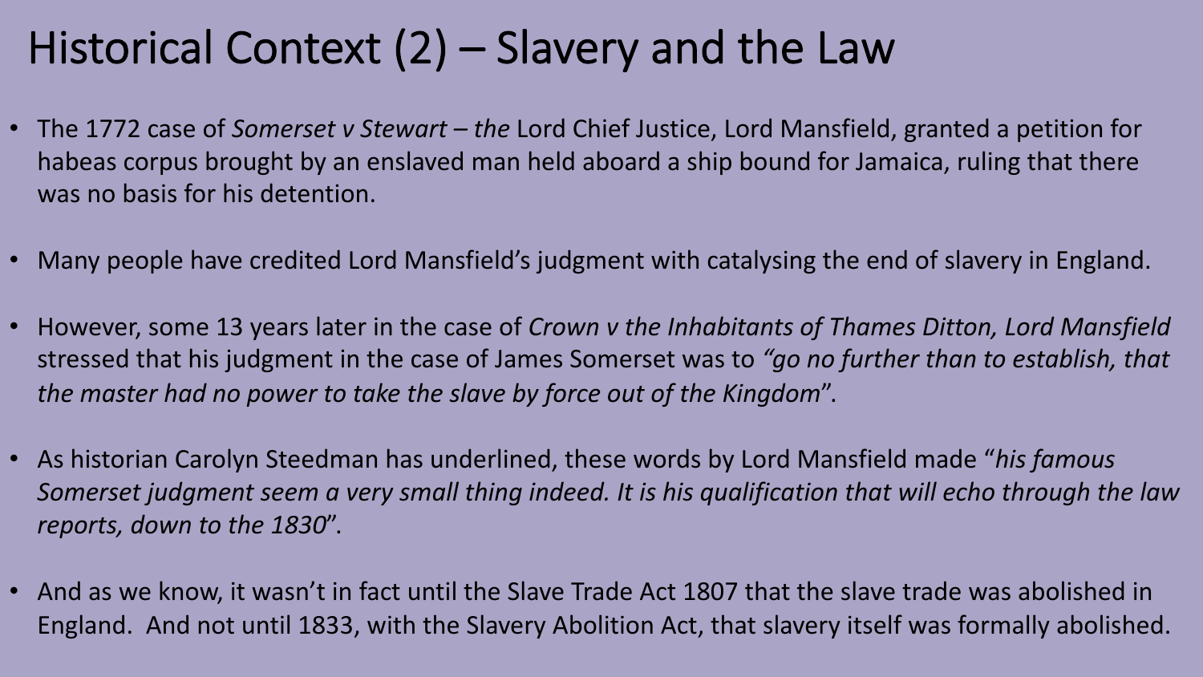# Historical Context (2) – Slavery and the Law

- The 1772 case of *Somerset v Stewart – the* Lord Chief Justice, Lord Mansfield, granted a petition for habeas corpus brought by an enslaved man held aboard a ship bound for Jamaica, ruling that there was no basis for his detention.
- Many people have credited Lord Mansfield's judgment with catalysing the end of slavery in England.
- However, some 13 years later in the case of *Crown v the Inhabitants of Thames Ditton, Lord Mansfield* stressed that his judgment in the case of James Somerset was to *"go no further than to establish, that the master had no power to take the slave by force out of the Kingdom*".
- As historian Carolyn Steedman has underlined, these words by Lord Mansfield made "*his famous Somerset judgment seem a very small thing indeed. It is his qualification that will echo through the law reports, down to the 1830*".
- And as we know, it wasn't in fact until the Slave Trade Act 1807 that the slave trade was abolished in England. And not until 1833, with the Slavery Abolition Act, that slavery itself was formally abolished.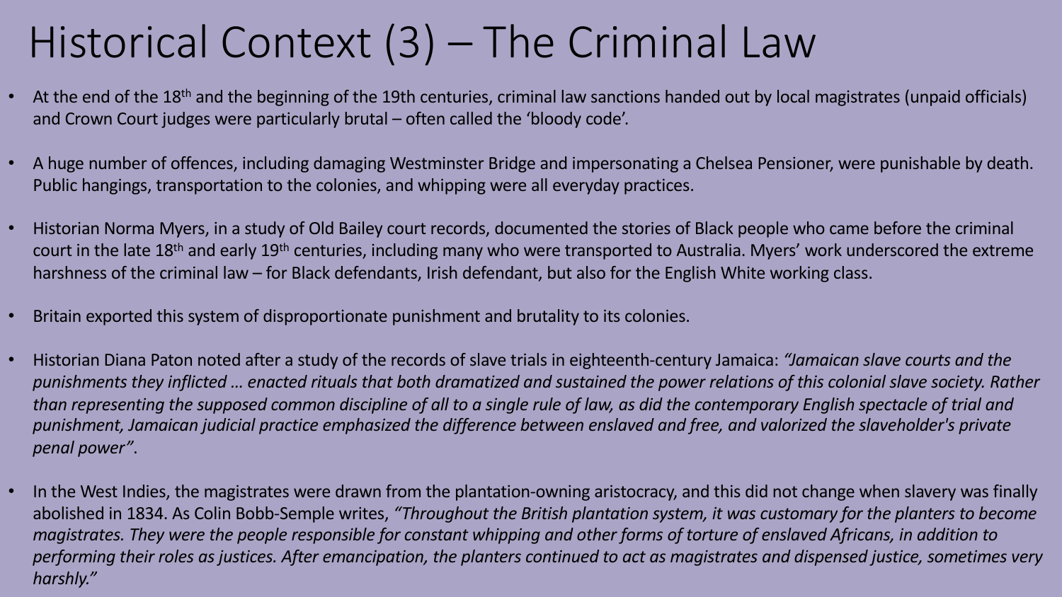# Historical Context (3) – The Criminal Law

- At the end of the 18th and the beginning of the 19th centuries, criminal law sanctions handed out by local magistrates (unpaid officials) and Crown Court judges were particularly brutal – often called the 'bloody code'.

- A huge number of offences, including damaging Westminster Bridge and impersonating a Chelsea Pensioner, were punishable by death. Public hangings, transportation to the colonies, and whipping were all everyday practices.

- Historian Norma Myers, in a study of Old Bailey court records, documented the stories of Black people who came before the criminal court in the late 18th and early 19th centuries, including many who were transported to Australia. Myers' work underscored the extreme harshness of the criminal law – for Black defendants, Irish defendant, but also for the English White working class.

- Britain exported this system of disproportionate punishment and brutality to its colonies.

- Historian Diana Paton noted after a study of the records of slave trials in eighteenth-century Jamaica: *"Jamaican slave courts and the punishments they inflicted … enacted rituals that both dramatized and sustained the power relations of this colonial slave society. Rather than representing the supposed common discipline of all to a single rule of law, as did the contemporary English spectacle of trial and punishment, Jamaican judicial practice emphasized the difference between enslaved and free, and valorized the slaveholder's private penal power"*.

- In the West Indies, the magistrates were drawn from the plantation-owning aristocracy, and this did not change when slavery was finally abolished in 1834. As Colin Bobb-Semple writes, *"Throughout the British plantation system, it was customary for the planters to become magistrates. They were the people responsible for constant whipping and other forms of torture of enslaved Africans, in addition to performing their roles as justices. After emancipation, the planters continued to act as magistrates and dispensed justice, sometimes very harshly."*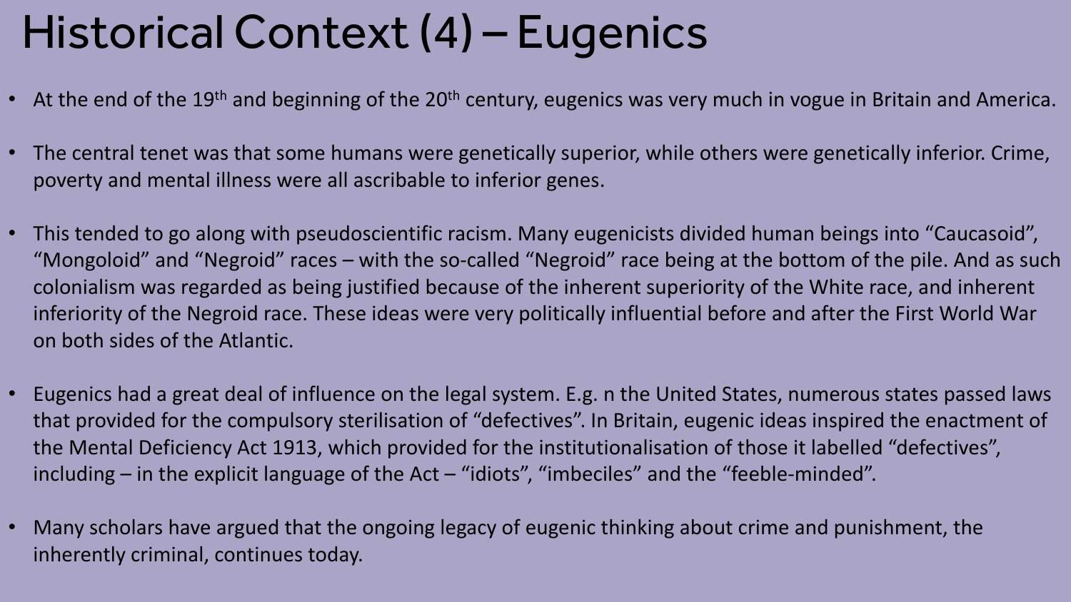# Historical Context (4) – Eugenics

- At the end of the 19th and beginning of the 20th century, eugenics was very much in vogue in Britain and America.
- The central tenet was that some humans were genetically superior, while others were genetically inferior. Crime, poverty and mental illness were all ascribable to inferior genes.
- This tended to go along with pseudoscientific racism. Many eugenicists divided human beings into "Caucasoid", "Mongoloid" and "Negroid" races – with the so-called "Negroid" race being at the bottom of the pile. And as such colonialism was regarded as being justified because of the inherent superiority of the White race, and inherent inferiority of the Negroid race. These ideas were very politically influential before and after the First World War on both sides of the Atlantic.
- Eugenics had a great deal of influence on the legal system. E.g. n the United States, numerous states passed laws that provided for the compulsory sterilisation of "defectives". In Britain, eugenic ideas inspired the enactment of the Mental Deficiency Act 1913, which provided for the institutionalisation of those it labelled "defectives", including – in the explicit language of the Act – "idiots", "imbeciles" and the "feeble-minded".
- Many scholars have argued that the ongoing legacy of eugenic thinking about crime and punishment, the inherently criminal, continues today.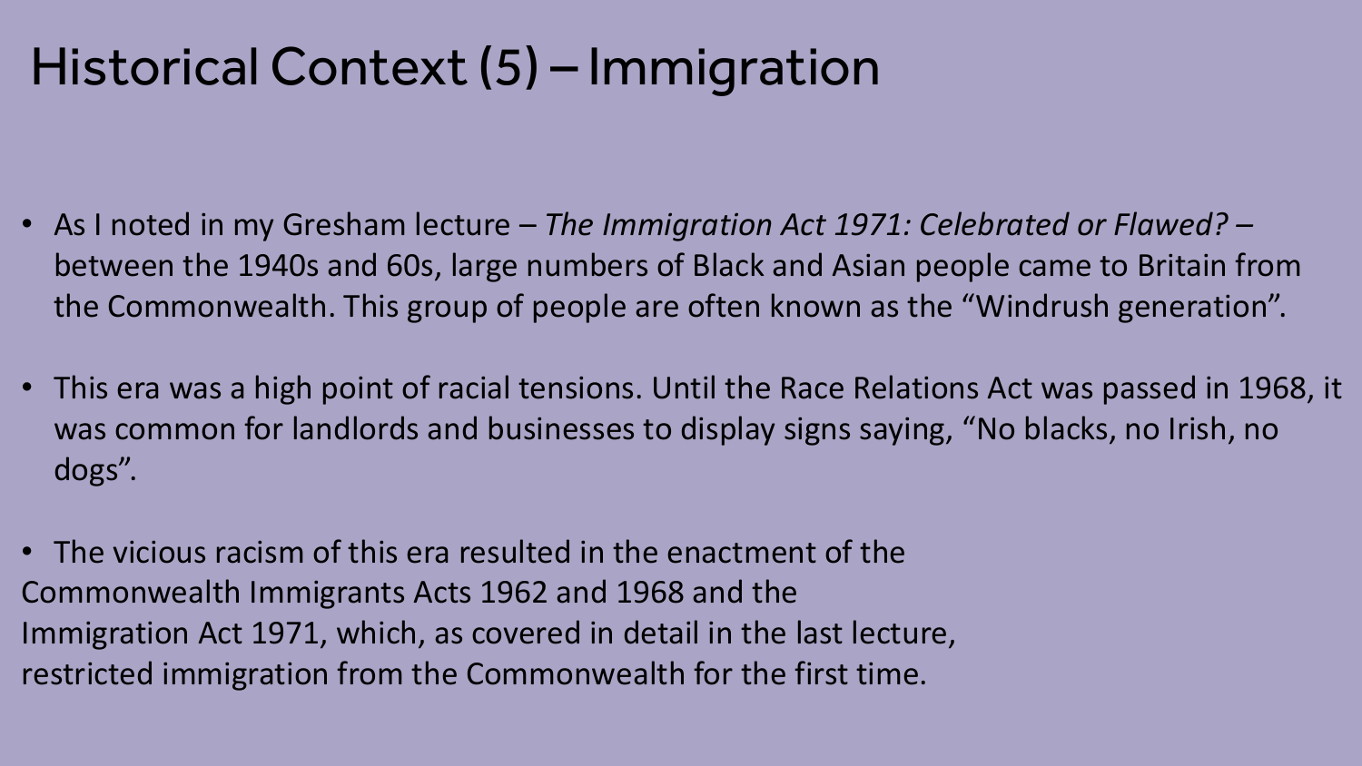# Historical Context (5) – Immigration

- As I noted in my Gresham lecture – *The Immigration Act 1971: Celebrated or Flawed?* – between the 1940s and 60s, large numbers of Black and Asian people came to Britain from the Commonwealth. This group of people are often known as the "Windrush generation".
- This era was a high point of racial tensions. Until the Race Relations Act was passed in 1968, it was common for landlords and businesses to display signs saying, "No blacks, no Irish, no dogs".
- The vicious racism of this era resulted in the enactment of the Commonwealth Immigrants Acts 1962 and 1968 and the Immigration Act 1971, which, as covered in detail in the last lecture, restricted immigration from the Commonwealth for the first time.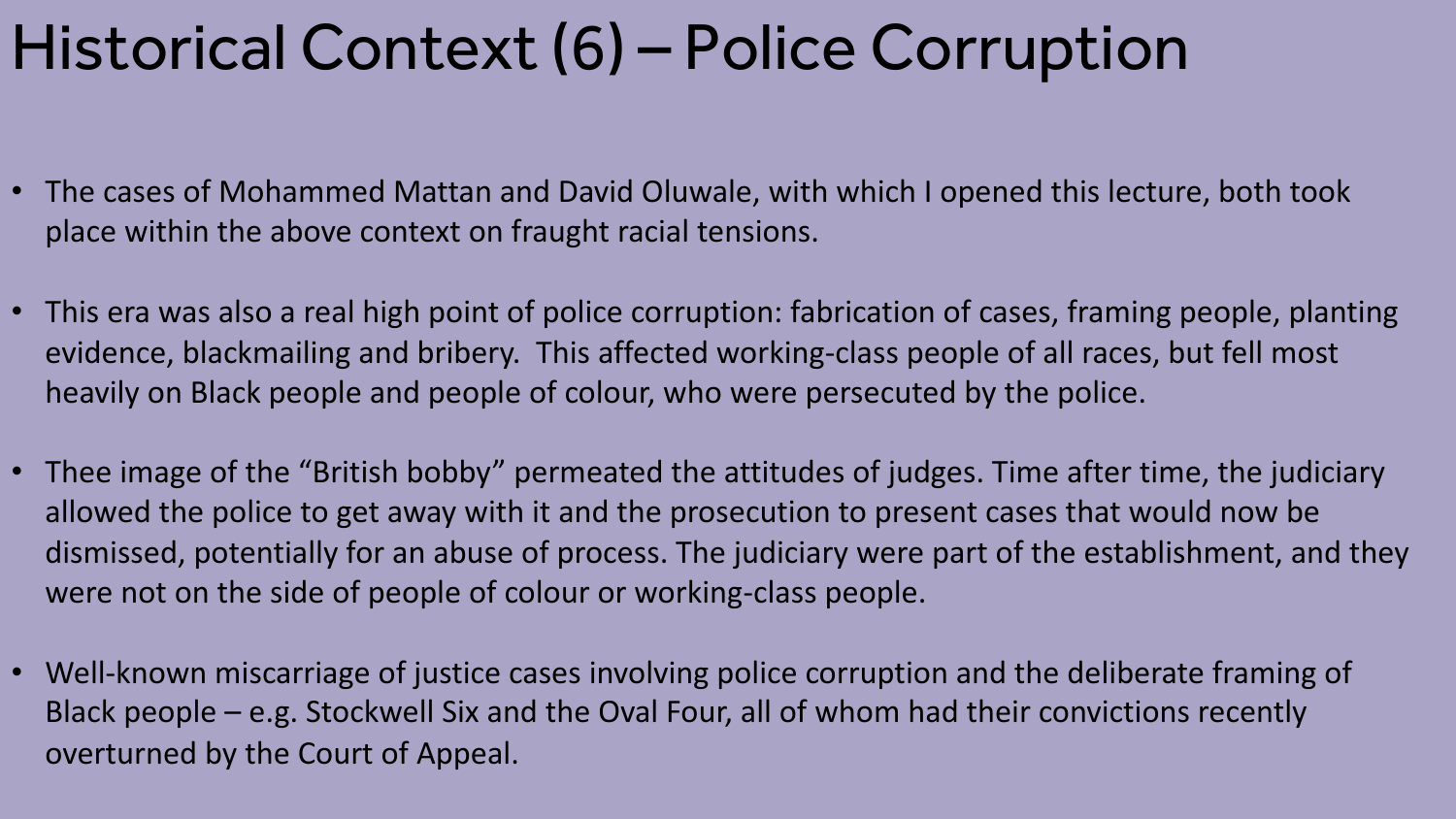# Historical Context (6) – Police Corruption

- The cases of Mohammed Mattan and David Oluwale, with which I opened this lecture, both took place within the above context on fraught racial tensions.

- This era was also a real high point of police corruption: fabrication of cases, framing people, planting evidence, blackmailing and bribery. This affected working-class people of all races, but fell most heavily on Black people and people of colour, who were persecuted by the police.

- Thee image of the "British bobby" permeated the attitudes of judges. Time after time, the judiciary allowed the police to get away with it and the prosecution to present cases that would now be dismissed, potentially for an abuse of process. The judiciary were part of the establishment, and they were not on the side of people of colour or working-class people.

- Well-known miscarriage of justice cases involving police corruption and the deliberate framing of Black people – e.g. Stockwell Six and the Oval Four, all of whom had their convictions recently overturned by the Court of Appeal.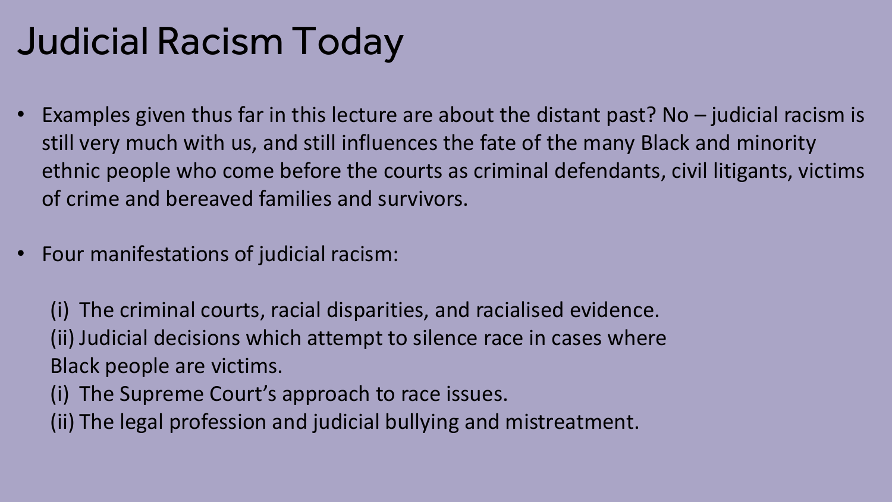# Judicial Racism Today

- Examples given thus far in this lecture are about the distant past? No – judicial racism is still very much with us, and still influences the fate of the many Black and minority ethnic people who come before the courts as criminal defendants, civil litigants, victims of crime and bereaved families and survivors.

- Four manifestations of judicial racism:

  (i) The criminal courts, racial disparities, and racialised evidence.
  (ii) Judicial decisions which attempt to silence race in cases where Black people are victims.
  (i) The Supreme Court's approach to race issues.
  (ii) The legal profession and judicial bullying and mistreatment.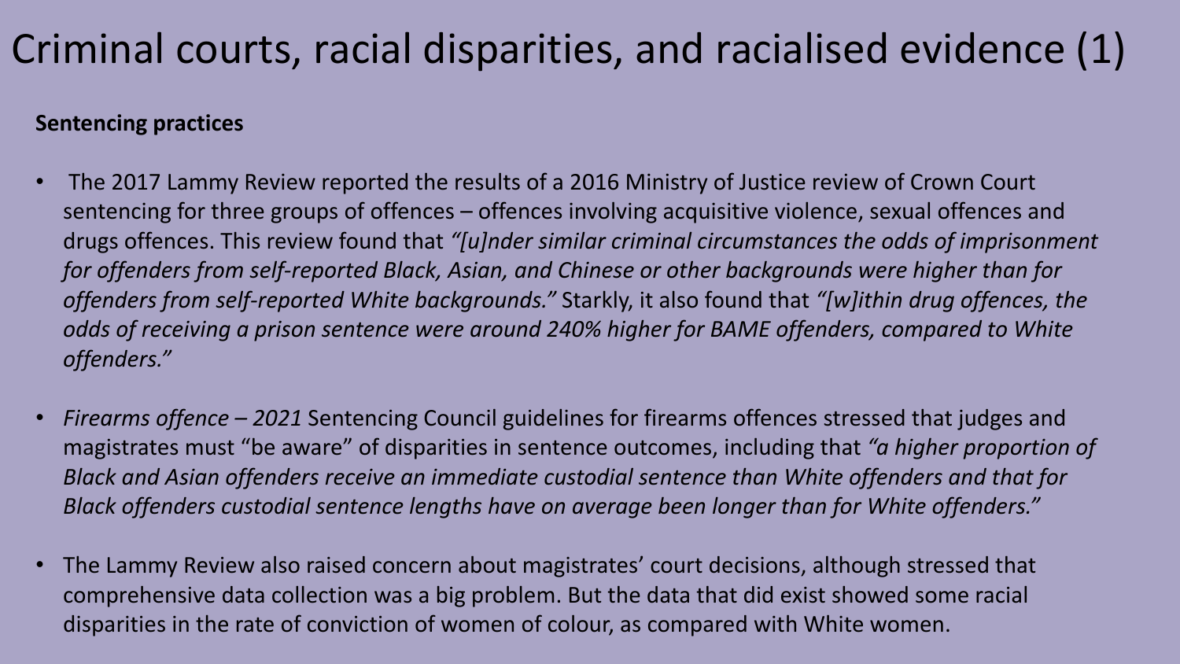# Criminal courts, racial disparities, and racialised evidence (1)

**Sentencing practices**

- The 2017 Lammy Review reported the results of a 2016 Ministry of Justice review of Crown Court sentencing for three groups of offences – offences involving acquisitive violence, sexual offences and drugs offences. This review found that *"[u]nder similar criminal circumstances the odds of imprisonment for offenders from self-reported Black, Asian, and Chinese or other backgrounds were higher than for offenders from self-reported White backgrounds."* Starkly, it also found that *"[w]ithin drug offences, the odds of receiving a prison sentence were around 240% higher for BAME offenders, compared to White offenders."*

- *Firearms offence – 2021* Sentencing Council guidelines for firearms offences stressed that judges and magistrates must "be aware" of disparities in sentence outcomes, including that *"a higher proportion of Black and Asian offenders receive an immediate custodial sentence than White offenders and that for Black offenders custodial sentence lengths have on average been longer than for White offenders."*

- The Lammy Review also raised concern about magistrates' court decisions, although stressed that comprehensive data collection was a big problem. But the data that did exist showed some racial disparities in the rate of conviction of women of colour, as compared with White women.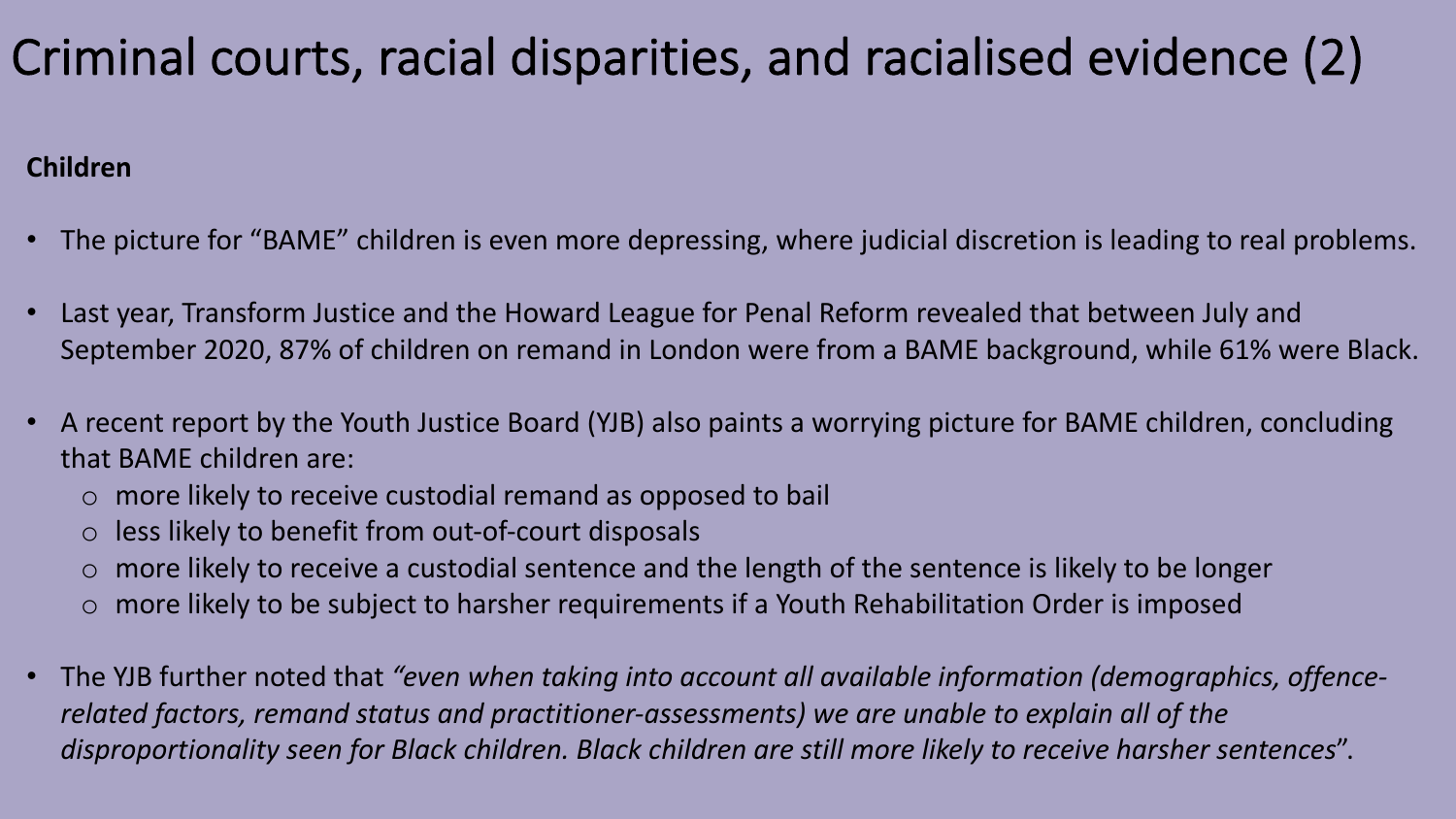# Criminal courts, racial disparities, and racialised evidence (2)

**Children**

- The picture for "BAME" children is even more depressing, where judicial discretion is leading to real problems.
- Last year, Transform Justice and the Howard League for Penal Reform revealed that between July and September 2020, 87% of children on remand in London were from a BAME background, while 61% were Black.
- A recent report by the Youth Justice Board (YJB) also paints a worrying picture for BAME children, concluding that BAME children are:
  - more likely to receive custodial remand as opposed to bail
  - less likely to benefit from out-of-court disposals
  - more likely to receive a custodial sentence and the length of the sentence is likely to be longer
  - more likely to be subject to harsher requirements if a Youth Rehabilitation Order is imposed
- The YJB further noted that *"even when taking into account all available information (demographics, offence-related factors, remand status and practitioner-assessments) we are unable to explain all of the disproportionality seen for Black children. Black children are still more likely to receive harsher sentences*".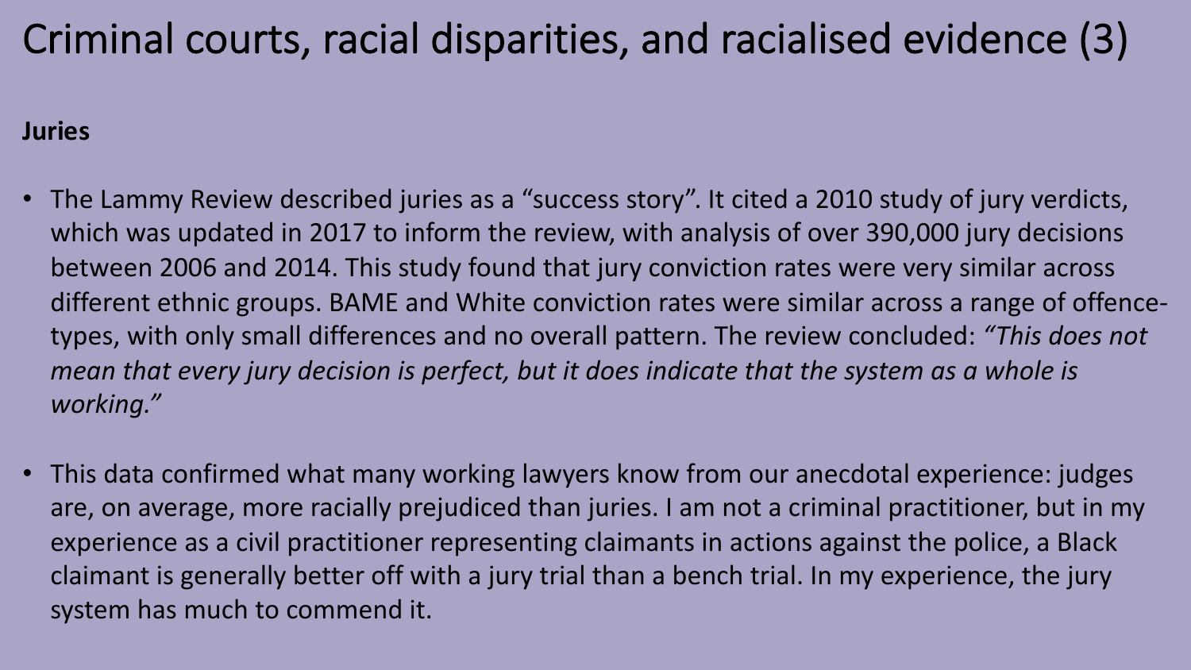# Criminal courts, racial disparities, and racialised evidence (3)

**Juries**

- The Lammy Review described juries as a "success story". It cited a 2010 study of jury verdicts, which was updated in 2017 to inform the review, with analysis of over 390,000 jury decisions between 2006 and 2014. This study found that jury conviction rates were very similar across different ethnic groups. BAME and White conviction rates were similar across a range of offence-types, with only small differences and no overall pattern. The review concluded: *"This does not mean that every jury decision is perfect, but it does indicate that the system as a whole is working."*

- This data confirmed what many working lawyers know from our anecdotal experience: judges are, on average, more racially prejudiced than juries. I am not a criminal practitioner, but in my experience as a civil practitioner representing claimants in actions against the police, a Black claimant is generally better off with a jury trial than a bench trial. In my experience, the jury system has much to commend it.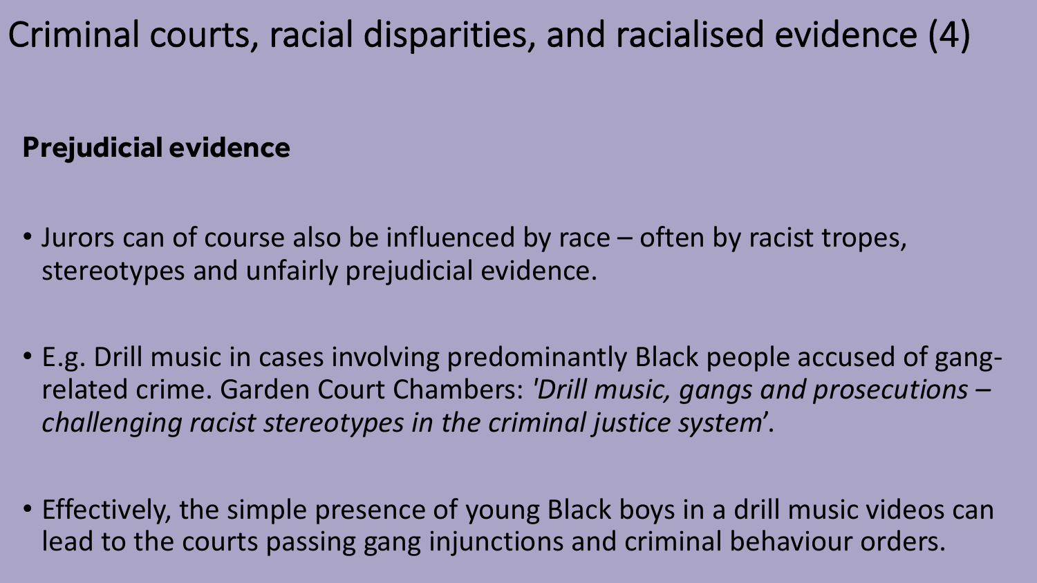# Criminal courts, racial disparities, and racialised evidence (4)

**Prejudicial evidence**

- Jurors can of course also be influenced by race – often by racist tropes, stereotypes and unfairly prejudicial evidence.
- E.g. Drill music in cases involving predominantly Black people accused of gang-related crime. Garden Court Chambers: *'Drill music, gangs and prosecutions – challenging racist stereotypes in the criminal justice system*'.
- Effectively, the simple presence of young Black boys in a drill music videos can lead to the courts passing gang injunctions and criminal behaviour orders.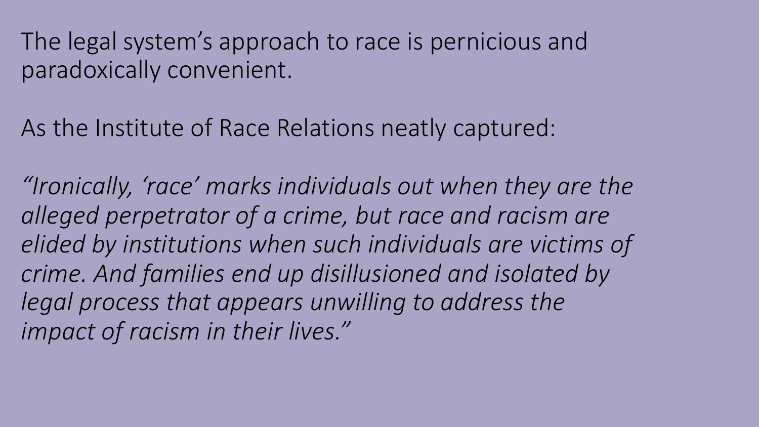The legal system's approach to race is pernicious and paradoxically convenient.

As the Institute of Race Relations neatly captured:

*"Ironically, 'race' marks individuals out when they are the alleged perpetrator of a crime, but race and racism are elided by institutions when such individuals are victims of crime. And families end up disillusioned and isolated by legal process that appears unwilling to address the impact of racism in their lives."*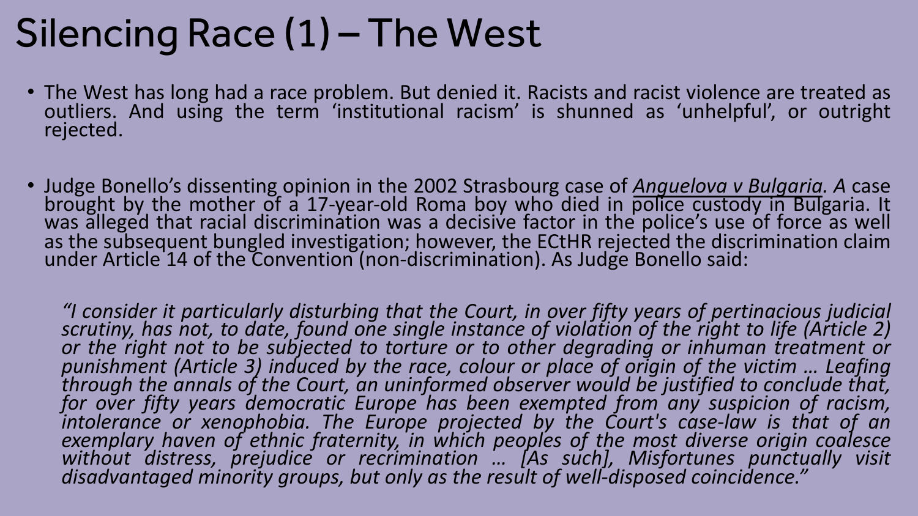# Silencing Race (1) – The West

- The West has long had a race problem. But denied it. Racists and racist violence are treated as outliers. And using the term 'institutional racism' is shunned as 'unhelpful', or outright rejected.

- Judge Bonello's dissenting opinion in the 2002 Strasbourg case of ***Anguelova v Bulgaria***. *A* case brought by the mother of a 17-year-old Roma boy who died in police custody in Bulgaria. It was alleged that racial discrimination was a decisive factor in the police's use of force as well as the subsequent bungled investigation; however, the ECtHR rejected the discrimination claim under Article 14 of the Convention (non-discrimination). As Judge Bonello said:

  *"I consider it particularly disturbing that the Court, in over fifty years of pertinacious judicial scrutiny, has not, to date, found one single instance of violation of the right to life (Article 2) or the right not to be subjected to torture or to other degrading or inhuman treatment or punishment (Article 3) induced by the race, colour or place of origin of the victim … Leafing through the annals of the Court, an uninformed observer would be justified to conclude that, for over fifty years democratic Europe has been exempted from any suspicion of racism, intolerance or xenophobia. The Europe projected by the Court's case-law is that of an exemplary haven of ethnic fraternity, in which peoples of the most diverse origin coalesce without distress, prejudice or recrimination … [As such], Misfortunes punctually visit disadvantaged minority groups, but only as the result of well-disposed coincidence."*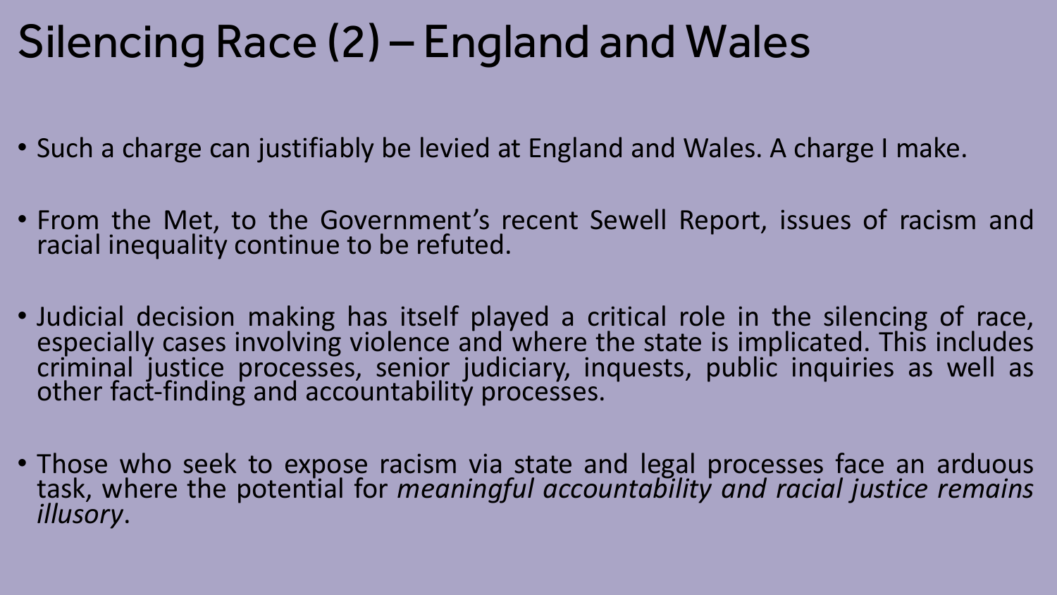# Silencing Race (2) – England and Wales

- Such a charge can justifiably be levied at England and Wales. A charge I make.
- From the Met, to the Government's recent Sewell Report, issues of racism and racial inequality continue to be refuted.
- Judicial decision making has itself played a critical role in the silencing of race, especially cases involving violence and where the state is implicated. This includes criminal justice processes, senior judiciary, inquests, public inquiries as well as other fact-finding and accountability processes.
- Those who seek to expose racism via state and legal processes face an arduous task, where the potential for *meaningful accountability and racial justice remains illusory*.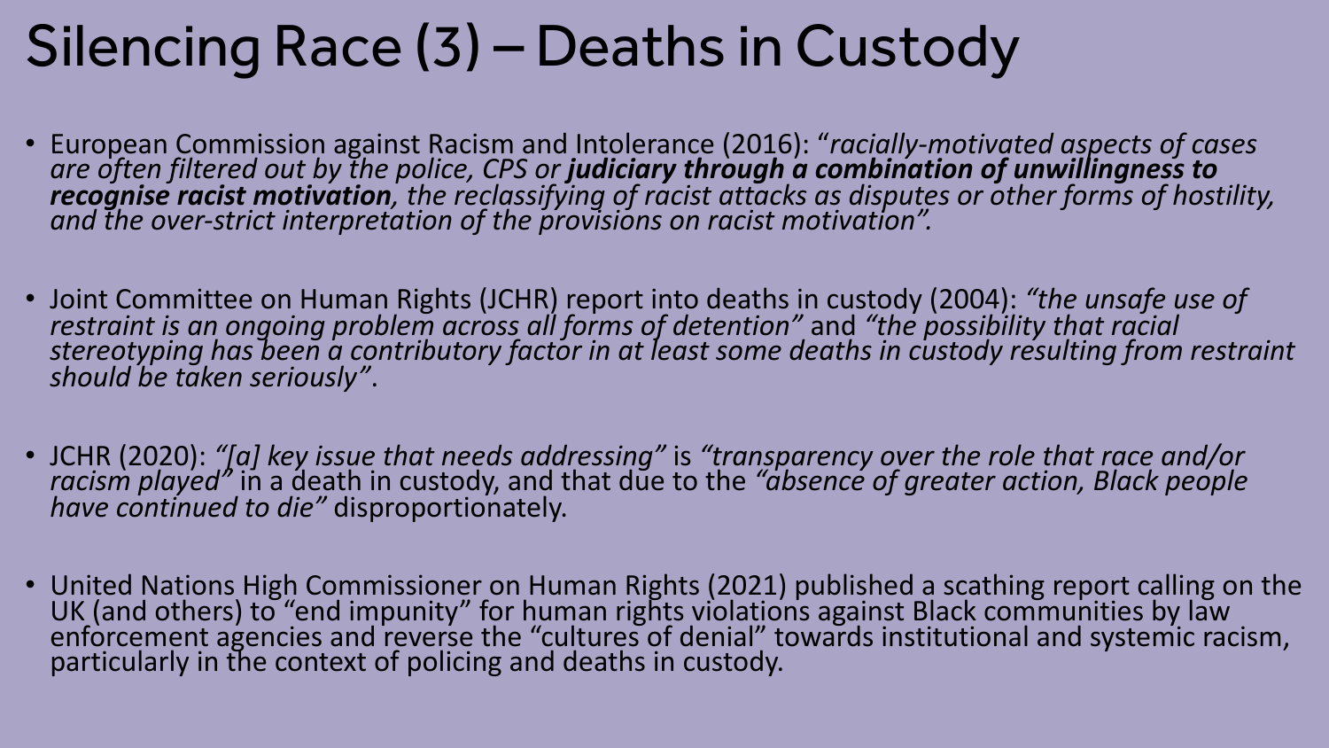# Silencing Race (3) – Deaths in Custody

- European Commission against Racism and Intolerance (2016): "*racially-motivated aspects of cases are often filtered out by the police, CPS or* ***judiciary through a combination of unwillingness to recognise racist motivation****, the reclassifying of racist attacks as disputes or other forms of hostility, and the over-strict interpretation of the provisions on racist motivation".*

- Joint Committee on Human Rights (JCHR) report into deaths in custody (2004): *"the unsafe use of restraint is an ongoing problem across all forms of detention"* and *"the possibility that racial stereotyping has been a contributory factor in at least some deaths in custody resulting from restraint should be taken seriously"*.

- JCHR (2020): *"[a] key issue that needs addressing"* is *"transparency over the role that race and/or racism played"* in a death in custody, and that due to the *"absence of greater action, Black people have continued to die"* disproportionately.

- United Nations High Commissioner on Human Rights (2021) published a scathing report calling on the UK (and others) to "end impunity" for human rights violations against Black communities by law enforcement agencies and reverse the "cultures of denial" towards institutional and systemic racism, particularly in the context of policing and deaths in custody.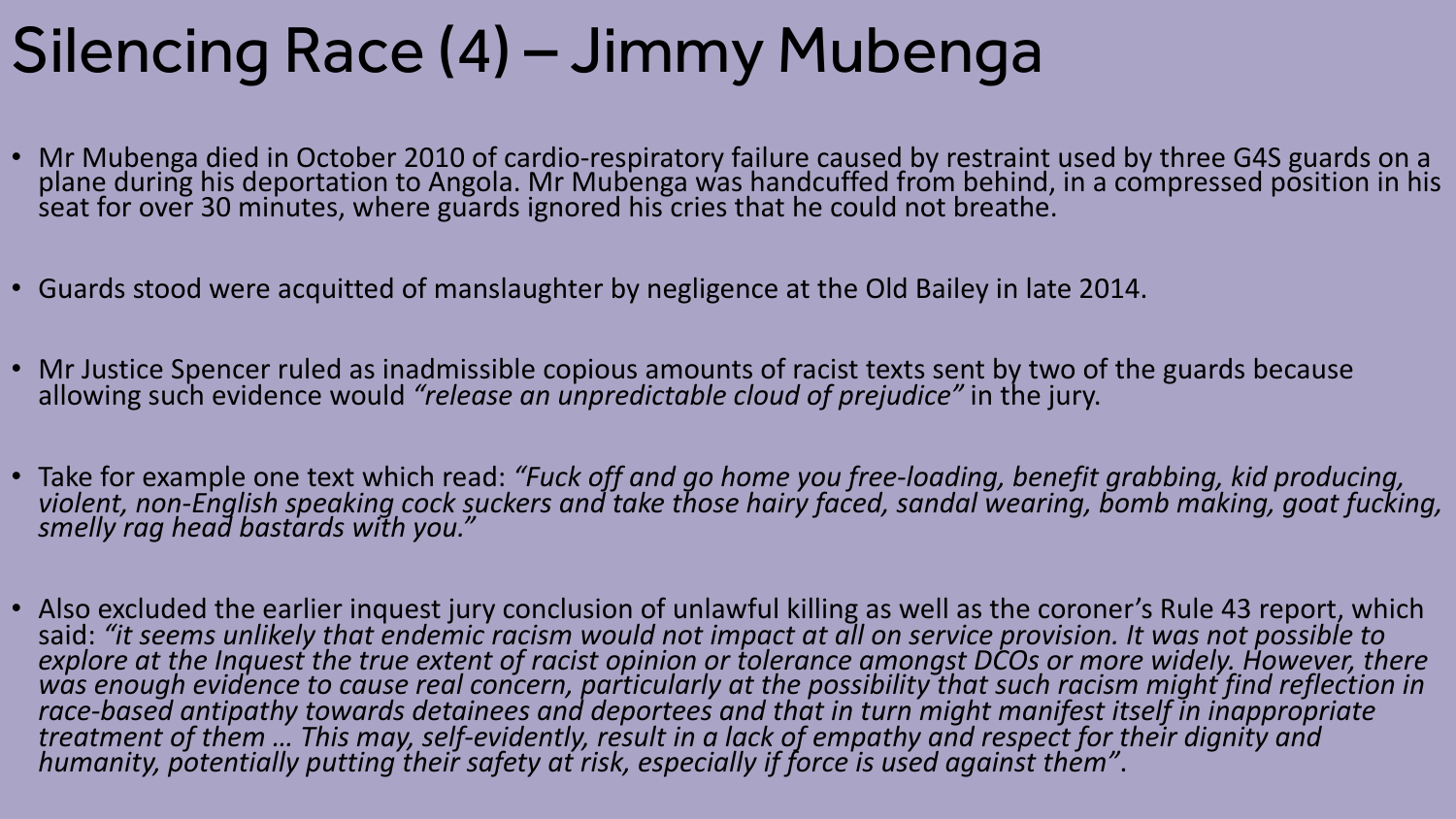# Silencing Race (4) – Jimmy Mubenga

- Mr Mubenga died in October 2010 of cardio-respiratory failure caused by restraint used by three G4S guards on a plane during his deportation to Angola. Mr Mubenga was handcuffed from behind, in a compressed position in his seat for over 30 minutes, where guards ignored his cries that he could not breathe.

- Guards stood were acquitted of manslaughter by negligence at the Old Bailey in late 2014.

- Mr Justice Spencer ruled as inadmissible copious amounts of racist texts sent by two of the guards because allowing such evidence would *"release an unpredictable cloud of prejudice"* in the jury.

- Take for example one text which read: *"Fuck off and go home you free-loading, benefit grabbing, kid producing, violent, non-English speaking cock suckers and take those hairy faced, sandal wearing, bomb making, goat fucking, smelly rag head bastards with you."*

- Also excluded the earlier inquest jury conclusion of unlawful killing as well as the coroner's Rule 43 report, which said: *"it seems unlikely that endemic racism would not impact at all on service provision. It was not possible to explore at the Inquest the true extent of racist opinion or tolerance amongst DCOs or more widely. However, there was enough evidence to cause real concern, particularly at the possibility that such racism might find reflection in race-based antipathy towards detainees and deportees and that in turn might manifest itself in inappropriate treatment of them … This may, self-evidently, result in a lack of empathy and respect for their dignity and humanity, potentially putting their safety at risk, especially if force is used against them"*.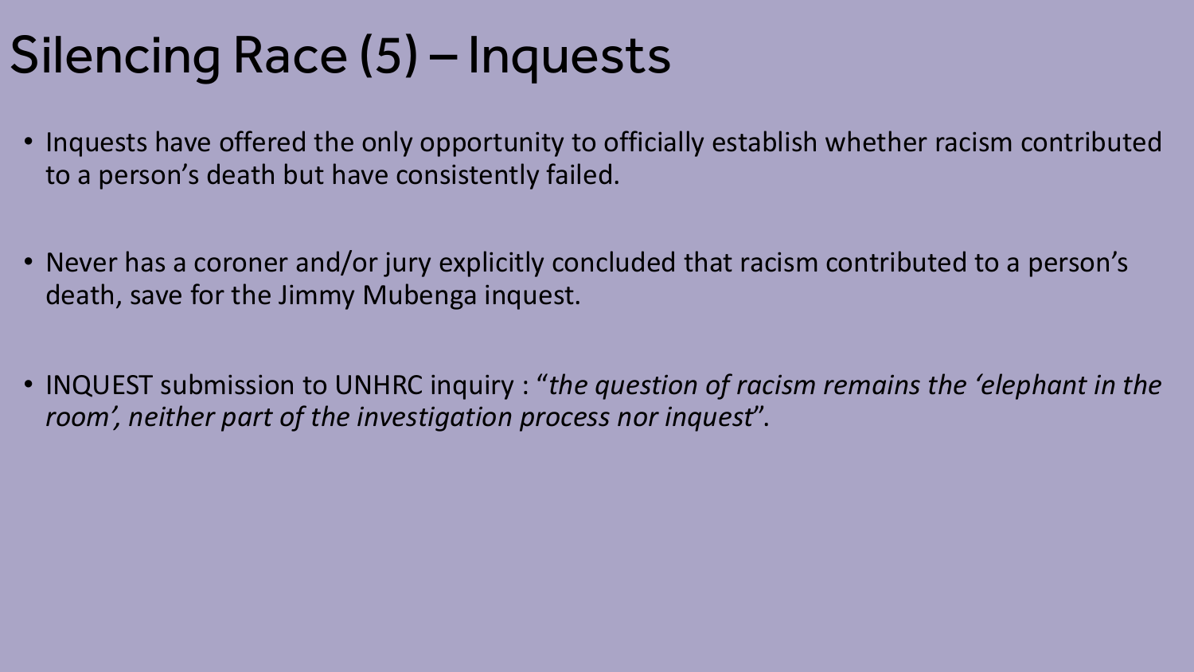# Silencing Race (5) – Inquests

- Inquests have offered the only opportunity to officially establish whether racism contributed to a person's death but have consistently failed.
- Never has a coroner and/or jury explicitly concluded that racism contributed to a person's death, save for the Jimmy Mubenga inquest.
- INQUEST submission to UNHRC inquiry : "*the question of racism remains the 'elephant in the room', neither part of the investigation process nor inquest*".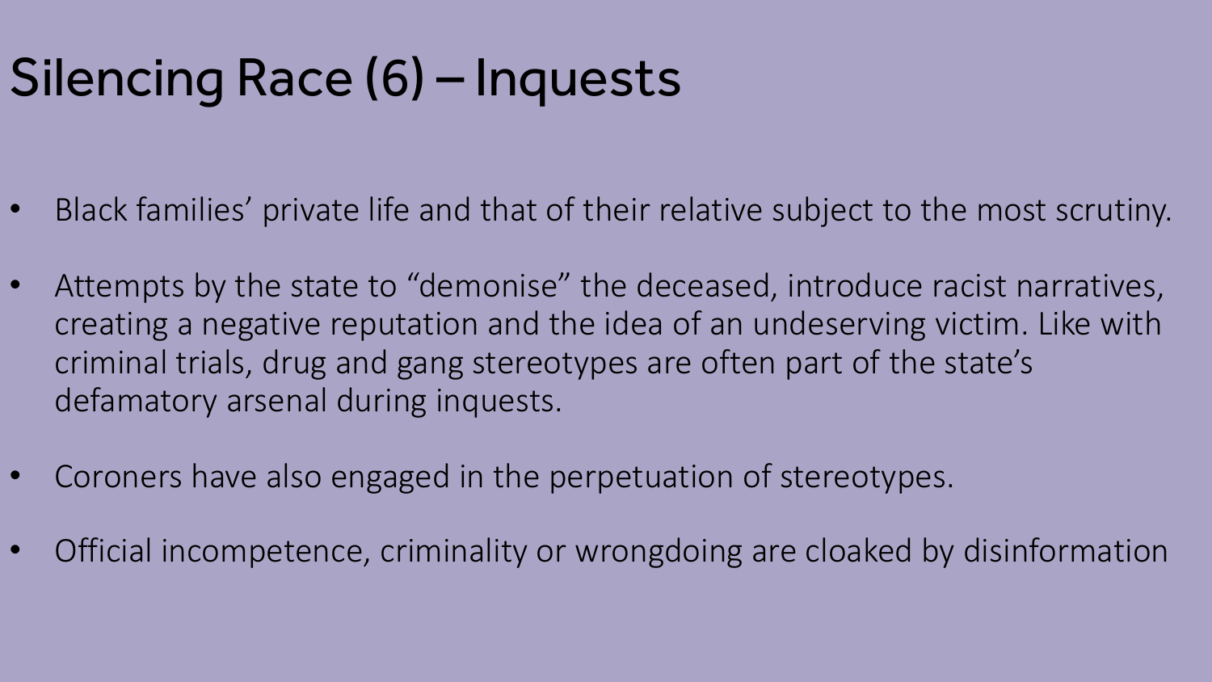# Silencing Race (6) – Inquests

- Black families' private life and that of their relative subject to the most scrutiny.
- Attempts by the state to "demonise" the deceased, introduce racist narratives, creating a negative reputation and the idea of an undeserving victim. Like with criminal trials, drug and gang stereotypes are often part of the state's defamatory arsenal during inquests.
- Coroners have also engaged in the perpetuation of stereotypes.
- Official incompetence, criminality or wrongdoing are cloaked by disinformation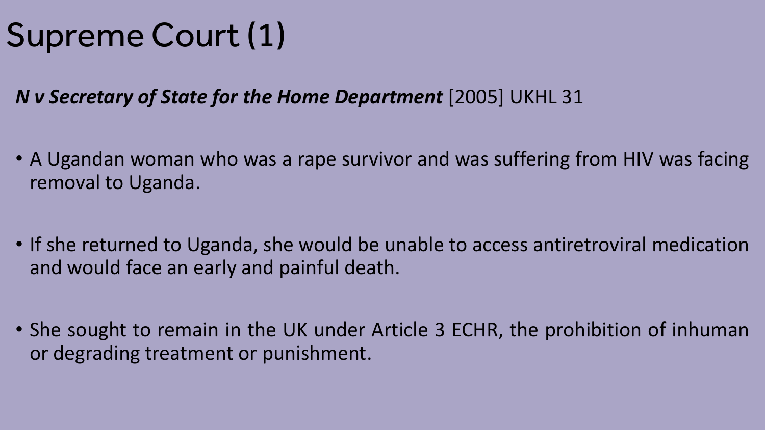# Supreme Court (1)

***N v Secretary of State for the Home Department*** [2005] UKHL 31

- A Ugandan woman who was a rape survivor and was suffering from HIV was facing removal to Uganda.
- If she returned to Uganda, she would be unable to access antiretroviral medication and would face an early and painful death.
- She sought to remain in the UK under Article 3 ECHR, the prohibition of inhuman or degrading treatment or punishment.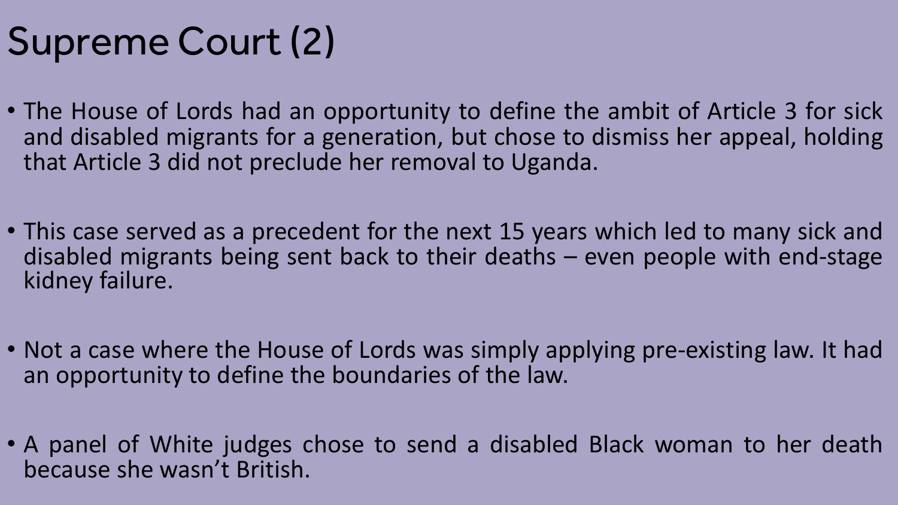# Supreme Court (2)

- The House of Lords had an opportunity to define the ambit of Article 3 for sick and disabled migrants for a generation, but chose to dismiss her appeal, holding that Article 3 did not preclude her removal to Uganda.
- This case served as a precedent for the next 15 years which led to many sick and disabled migrants being sent back to their deaths – even people with end-stage kidney failure.
- Not a case where the House of Lords was simply applying pre-existing law. It had an opportunity to define the boundaries of the law.
- A panel of White judges chose to send a disabled Black woman to her death because she wasn't British.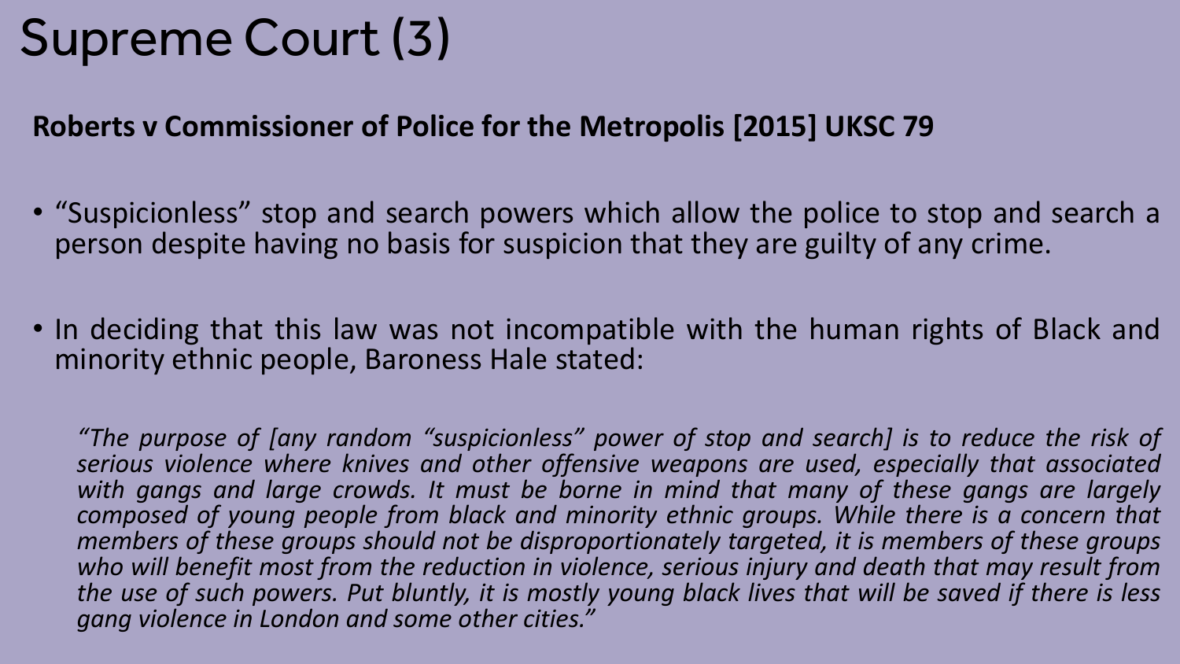# Supreme Court (3)

**Roberts v Commissioner of Police for the Metropolis [2015] UKSC 79**

- "Suspicionless" stop and search powers which allow the police to stop and search a person despite having no basis for suspicion that they are guilty of any crime.

- In deciding that this law was not incompatible with the human rights of Black and minority ethnic people, Baroness Hale stated:

> *"The purpose of [any random "suspicionless" power of stop and search] is to reduce the risk of serious violence where knives and other offensive weapons are used, especially that associated with gangs and large crowds. It must be borne in mind that many of these gangs are largely composed of young people from black and minority ethnic groups. While there is a concern that members of these groups should not be disproportionately targeted, it is members of these groups who will benefit most from the reduction in violence, serious injury and death that may result from the use of such powers. Put bluntly, it is mostly young black lives that will be saved if there is less gang violence in London and some other cities."*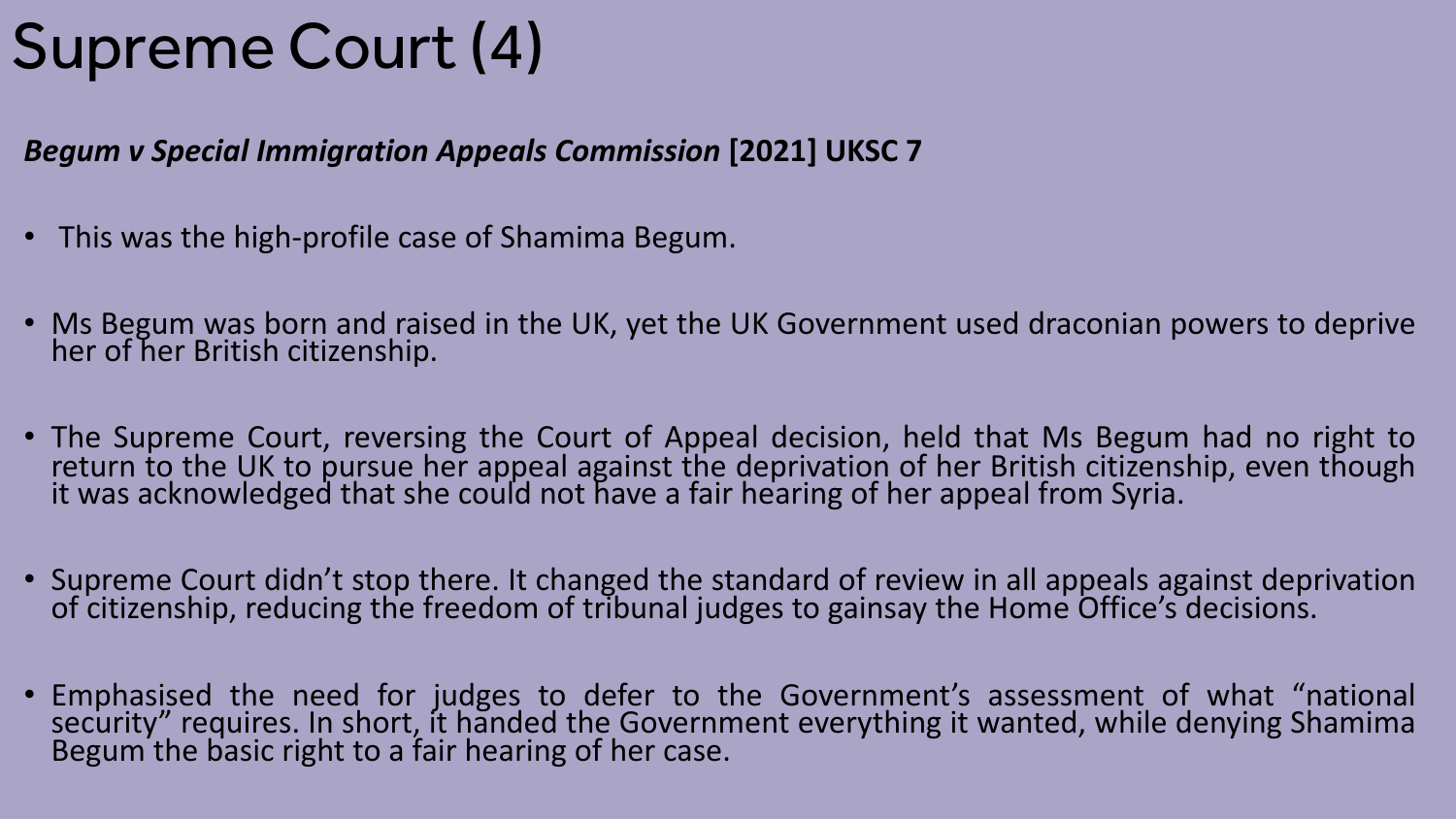# Supreme Court (4)

***Begum v Special Immigration Appeals Commission* [2021] UKSC 7**

- This was the high-profile case of Shamima Begum.
- Ms Begum was born and raised in the UK, yet the UK Government used draconian powers to deprive her of her British citizenship.
- The Supreme Court, reversing the Court of Appeal decision, held that Ms Begum had no right to return to the UK to pursue her appeal against the deprivation of her British citizenship, even though it was acknowledged that she could not have a fair hearing of her appeal from Syria.
- Supreme Court didn't stop there. It changed the standard of review in all appeals against deprivation of citizenship, reducing the freedom of tribunal judges to gainsay the Home Office's decisions.
- Emphasised the need for judges to defer to the Government's assessment of what "national security" requires. In short, it handed the Government everything it wanted, while denying Shamima Begum the basic right to a fair hearing of her case.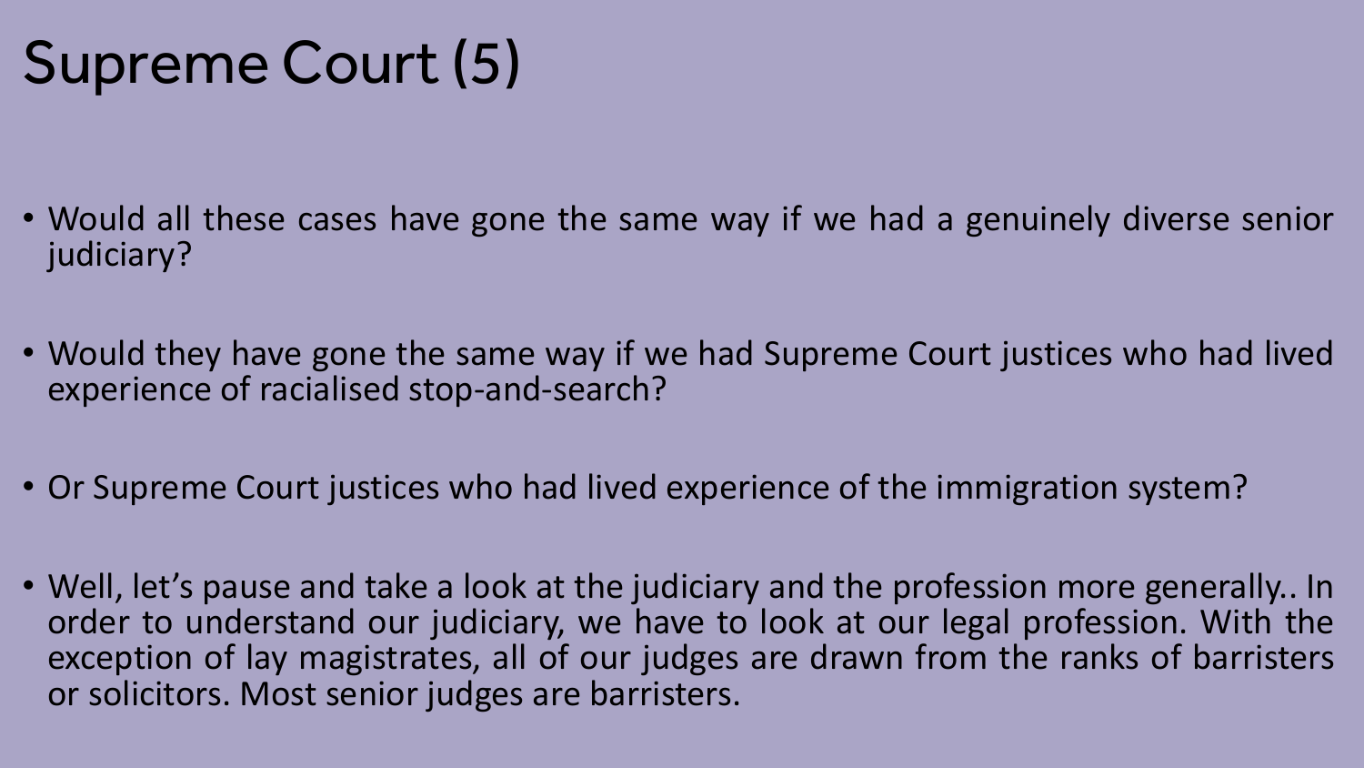# Supreme Court (5)

- Would all these cases have gone the same way if we had a genuinely diverse senior judiciary?
- Would they have gone the same way if we had Supreme Court justices who had lived experience of racialised stop-and-search?
- Or Supreme Court justices who had lived experience of the immigration system?
- Well, let's pause and take a look at the judiciary and the profession more generally.. In order to understand our judiciary, we have to look at our legal profession. With the exception of lay magistrates, all of our judges are drawn from the ranks of barristers or solicitors. Most senior judges are barristers.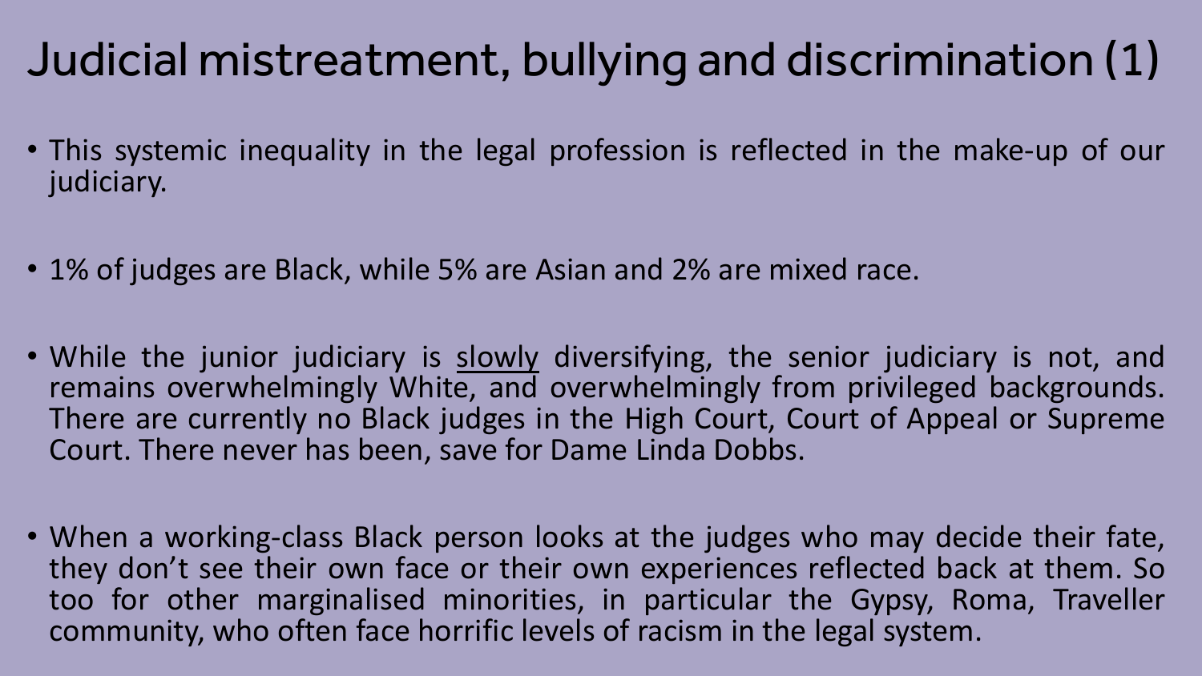# Judicial mistreatment, bullying and discrimination (1)

- This systemic inequality in the legal profession is reflected in the make-up of our judiciary.
- 1% of judges are Black, while 5% are Asian and 2% are mixed race.
- While the junior judiciary is <u>slowly</u> diversifying, the senior judiciary is not, and remains overwhelmingly White, and overwhelmingly from privileged backgrounds. There are currently no Black judges in the High Court, Court of Appeal or Supreme Court. There never has been, save for Dame Linda Dobbs.
- When a working-class Black person looks at the judges who may decide their fate, they don't see their own face or their own experiences reflected back at them. So too for other marginalised minorities, in particular the Gypsy, Roma, Traveller community, who often face horrific levels of racism in the legal system.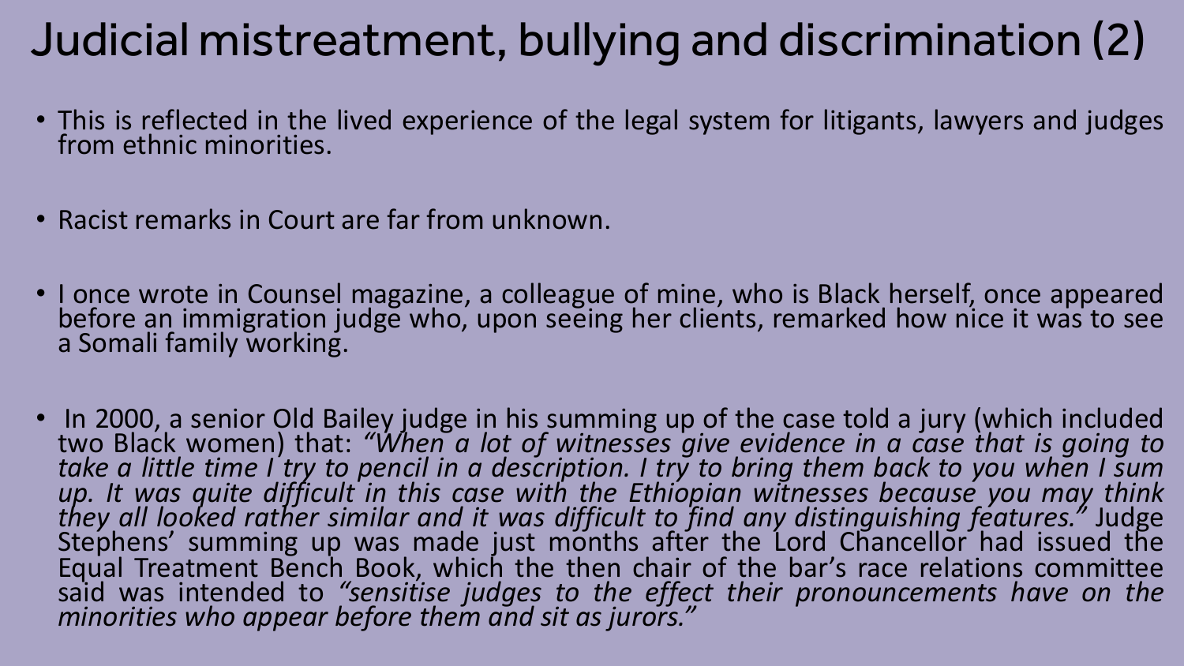# Judicial mistreatment, bullying and discrimination (2)

- This is reflected in the lived experience of the legal system for litigants, lawyers and judges from ethnic minorities.
- Racist remarks in Court are far from unknown.
- I once wrote in Counsel magazine, a colleague of mine, who is Black herself, once appeared before an immigration judge who, upon seeing her clients, remarked how nice it was to see a Somali family working.
- In 2000, a senior Old Bailey judge in his summing up of the case told a jury (which included two Black women) that: *"When a lot of witnesses give evidence in a case that is going to take a little time I try to pencil in a description. I try to bring them back to you when I sum up. It was quite difficult in this case with the Ethiopian witnesses because you may think they all looked rather similar and it was difficult to find any distinguishing features."* Judge Stephens' summing up was made just months after the Lord Chancellor had issued the Equal Treatment Bench Book, which the then chair of the bar's race relations committee said was intended to *"sensitise judges to the effect their pronouncements have on the minorities who appear before them and sit as jurors."*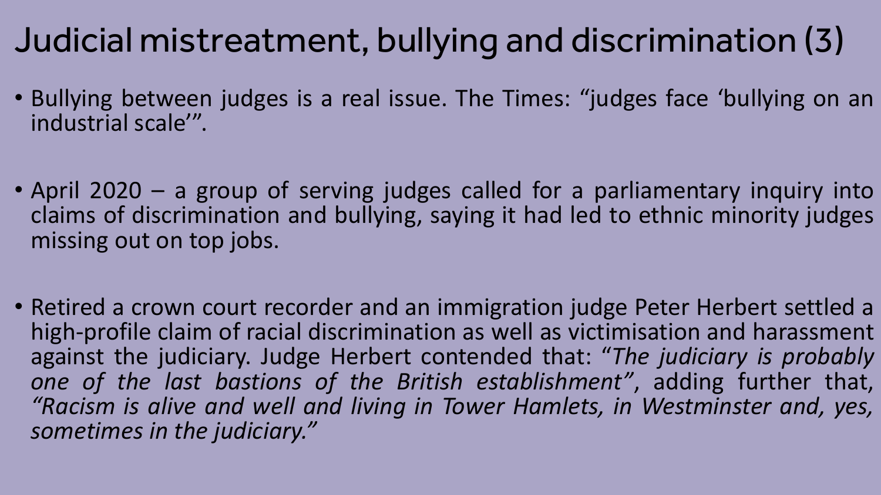# Judicial mistreatment, bullying and discrimination (3)

- Bullying between judges is a real issue. The Times: "judges face 'bullying on an industrial scale'".

- April 2020 – a group of serving judges called for a parliamentary inquiry into claims of discrimination and bullying, saying it had led to ethnic minority judges missing out on top jobs.

- Retired a crown court recorder and an immigration judge Peter Herbert settled a high-profile claim of racial discrimination as well as victimisation and harassment against the judiciary. Judge Herbert contended that: "*The judiciary is probably one of the last bastions of the British establishment*", adding further that, *"Racism is alive and well and living in Tower Hamlets, in Westminster and, yes, sometimes in the judiciary."*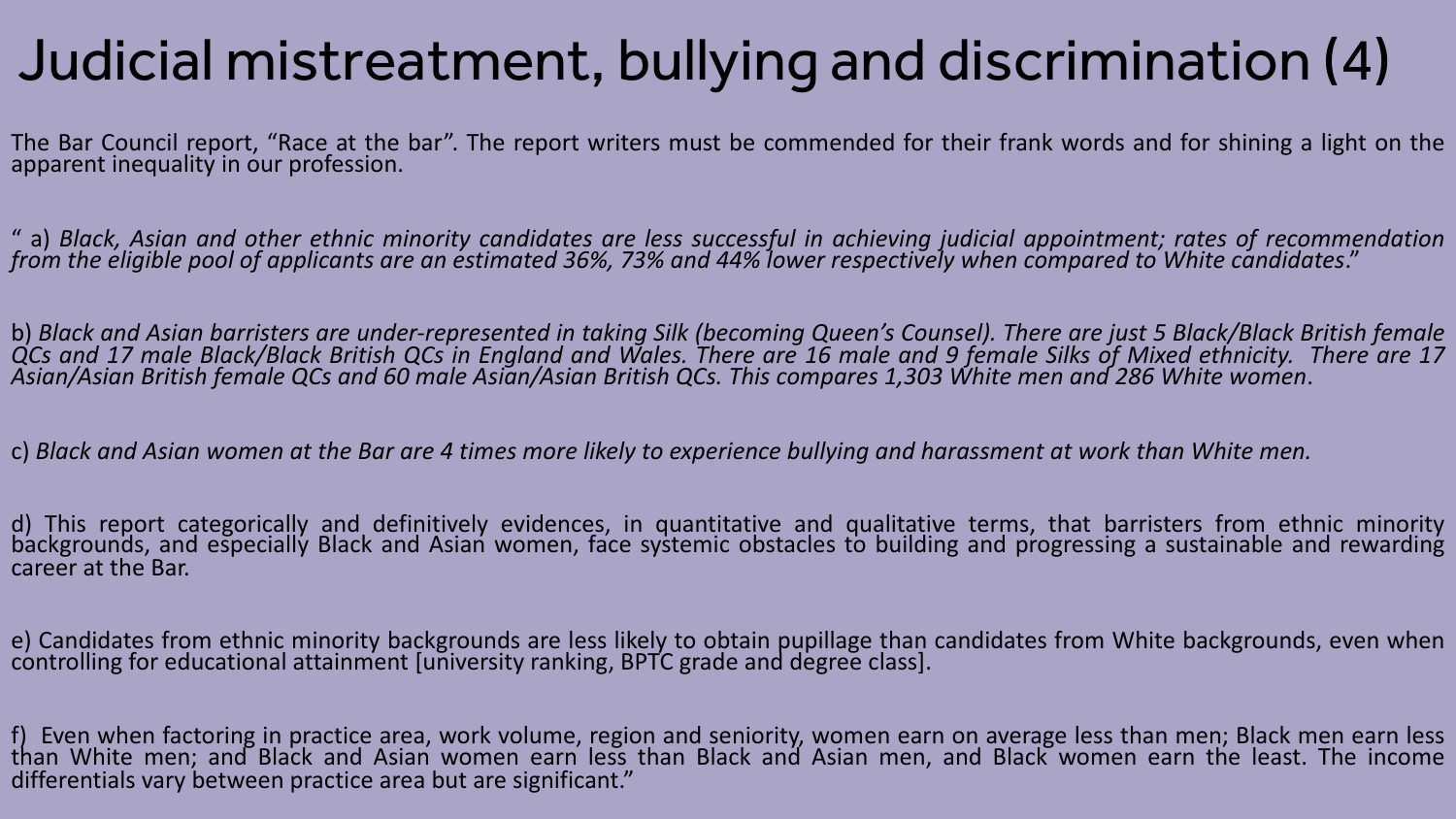# Judicial mistreatment, bullying and discrimination (4)

The Bar Council report, "Race at the bar". The report writers must be commended for their frank words and for shining a light on the apparent inequality in our profession.

" a) *Black, Asian and other ethnic minority candidates are less successful in achieving judicial appointment; rates of recommendation from the eligible pool of applicants are an estimated 36%, 73% and 44% lower respectively when compared to White candidates*."

b) *Black and Asian barristers are under-represented in taking Silk (becoming Queen's Counsel). There are just 5 Black/Black British female QCs and 17 male Black/Black British QCs in England and Wales. There are 16 male and 9 female Silks of Mixed ethnicity. There are 17 Asian/Asian British female QCs and 60 male Asian/Asian British QCs. This compares 1,303 White men and 286 White women*.

c) *Black and Asian women at the Bar are 4 times more likely to experience bullying and harassment at work than White men.*

d) This report categorically and definitively evidences, in quantitative and qualitative terms, that barristers from ethnic minority backgrounds, and especially Black and Asian women, face systemic obstacles to building and progressing a sustainable and rewarding career at the Bar.

e) Candidates from ethnic minority backgrounds are less likely to obtain pupillage than candidates from White backgrounds, even when controlling for educational attainment [university ranking, BPTC grade and degree class].

f) Even when factoring in practice area, work volume, region and seniority, women earn on average less than men; Black men earn less than White men; and Black and Asian women earn less than Black and Asian men, and Black women earn the least. The income differentials vary between practice area but are significant."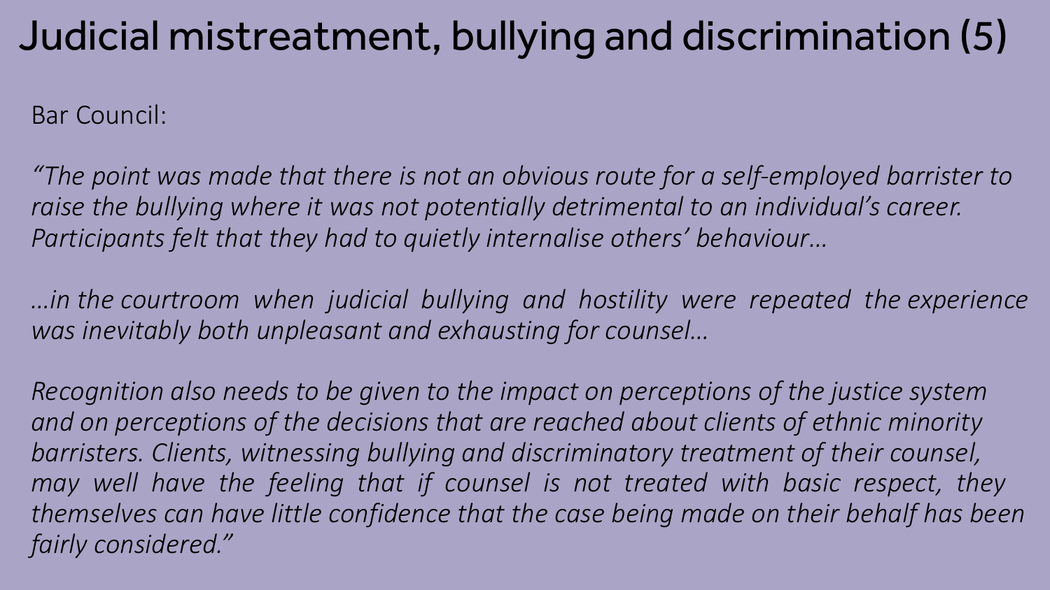# Judicial mistreatment, bullying and discrimination (5)

Bar Council:

*“The point was made that there is not an obvious route for a self-employed barrister to raise the bullying where it was not potentially detrimental to an individual’s career. Participants felt that they had to quietly internalise others’ behaviour…*

*…in the courtroom when judicial bullying and hostility were repeated the experience was inevitably both unpleasant and exhausting for counsel…*

*Recognition also needs to be given to the impact on perceptions of the justice system and on perceptions of the decisions that are reached about clients of ethnic minority barristers. Clients, witnessing bullying and discriminatory treatment of their counsel, may well have the feeling that if counsel is not treated with basic respect, they themselves can have little confidence that the case being made on their behalf has been fairly considered.”*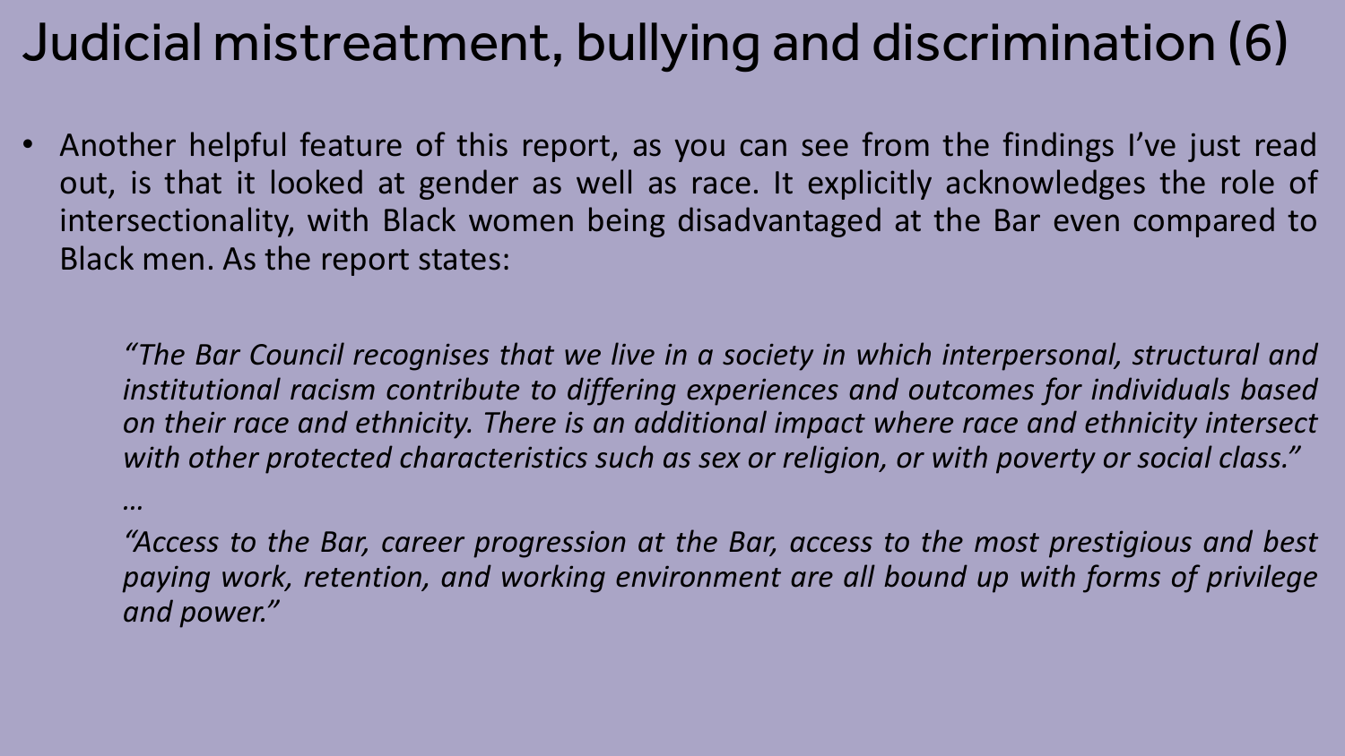# Judicial mistreatment, bullying and discrimination (6)

- Another helpful feature of this report, as you can see from the findings I've just read out, is that it looked at gender as well as race. It explicitly acknowledges the role of intersectionality, with Black women being disadvantaged at the Bar even compared to Black men. As the report states:

> *"The Bar Council recognises that we live in a society in which interpersonal, structural and institutional racism contribute to differing experiences and outcomes for individuals based on their race and ethnicity. There is an additional impact where race and ethnicity intersect with other protected characteristics such as sex or religion, or with poverty or social class."*
>
> *…*
>
> *"Access to the Bar, career progression at the Bar, access to the most prestigious and best paying work, retention, and working environment are all bound up with forms of privilege and power."*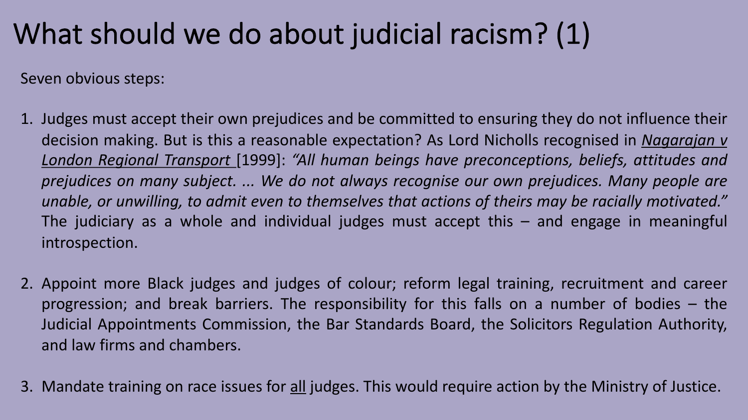# What should we do about judicial racism? (1)

Seven obvious steps:

1. Judges must accept their own prejudices and be committed to ensuring they do not influence their decision making. But is this a reasonable expectation? As Lord Nicholls recognised in <u>*Nagarajan v London Regional Transport*</u> [1999]: *"All human beings have preconceptions, beliefs, attitudes and prejudices on many subject. ... We do not always recognise our own prejudices. Many people are unable, or unwilling, to admit even to themselves that actions of theirs may be racially motivated."* The judiciary as a whole and individual judges must accept this – and engage in meaningful introspection.

2. Appoint more Black judges and judges of colour; reform legal training, recruitment and career progression; and break barriers. The responsibility for this falls on a number of bodies – the Judicial Appointments Commission, the Bar Standards Board, the Solicitors Regulation Authority, and law firms and chambers.

3. Mandate training on race issues for <u>all</u> judges. This would require action by the Ministry of Justice.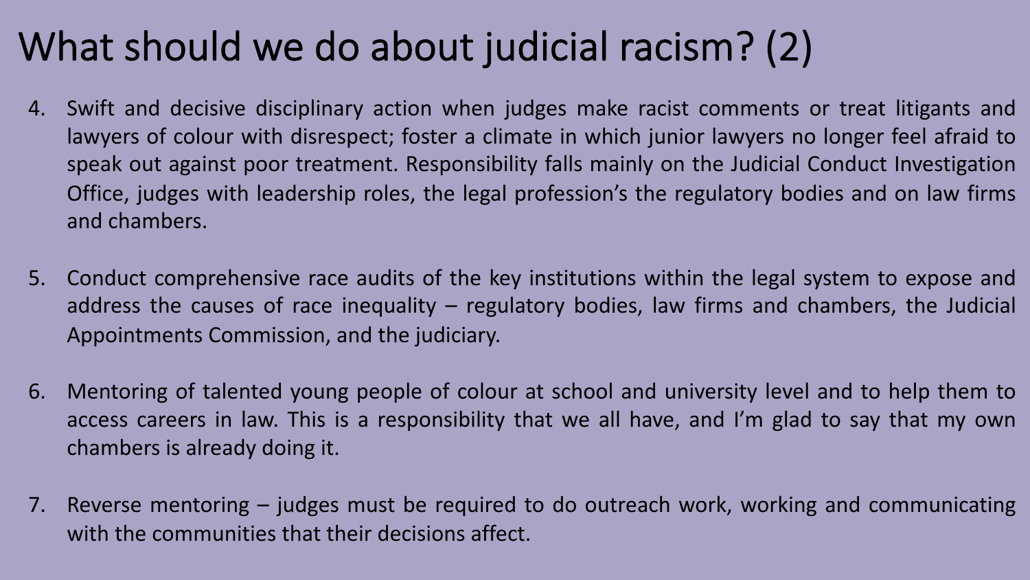# What should we do about judicial racism? (2)

4. Swift and decisive disciplinary action when judges make racist comments or treat litigants and lawyers of colour with disrespect; foster a climate in which junior lawyers no longer feel afraid to speak out against poor treatment. Responsibility falls mainly on the Judicial Conduct Investigation Office, judges with leadership roles, the legal profession's the regulatory bodies and on law firms and chambers.

5. Conduct comprehensive race audits of the key institutions within the legal system to expose and address the causes of race inequality – regulatory bodies, law firms and chambers, the Judicial Appointments Commission, and the judiciary.

6. Mentoring of talented young people of colour at school and university level and to help them to access careers in law. This is a responsibility that we all have, and I'm glad to say that my own chambers is already doing it.

7. Reverse mentoring – judges must be required to do outreach work, working and communicating with the communities that their decisions affect.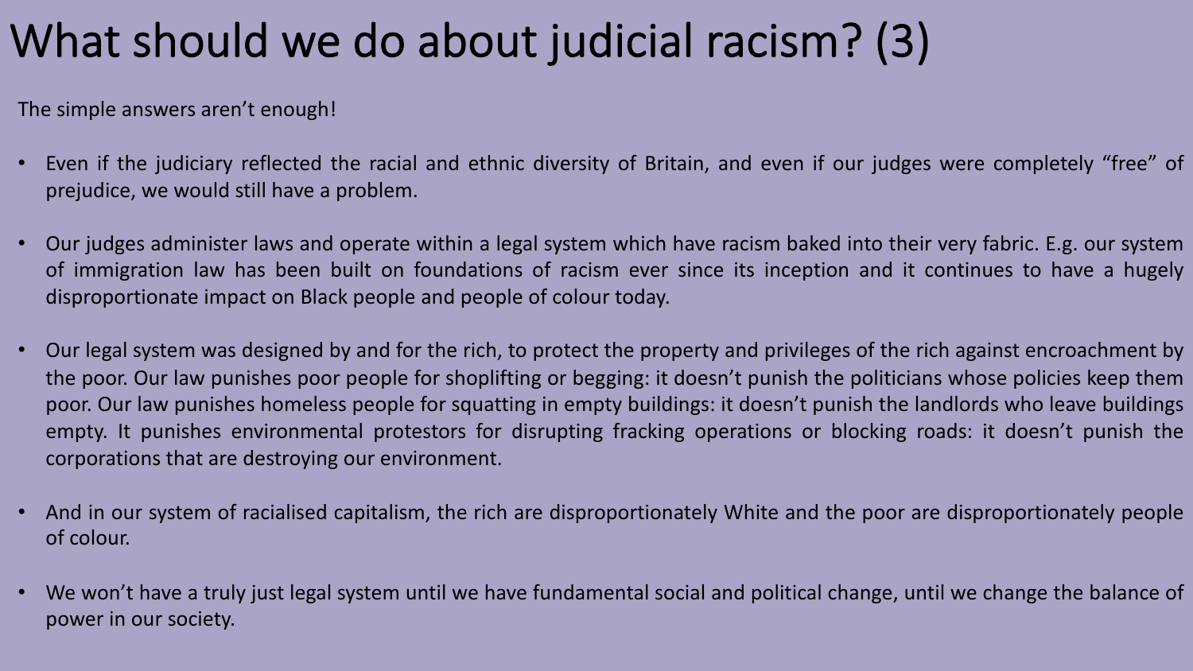# What should we do about judicial racism? (3)

The simple answers aren't enough!

- Even if the judiciary reflected the racial and ethnic diversity of Britain, and even if our judges were completely "free" of prejudice, we would still have a problem.
- Our judges administer laws and operate within a legal system which have racism baked into their very fabric. E.g. our system of immigration law has been built on foundations of racism ever since its inception and it continues to have a hugely disproportionate impact on Black people and people of colour today.
- Our legal system was designed by and for the rich, to protect the property and privileges of the rich against encroachment by the poor. Our law punishes poor people for shoplifting or begging: it doesn't punish the politicians whose policies keep them poor. Our law punishes homeless people for squatting in empty buildings: it doesn't punish the landlords who leave buildings empty. It punishes environmental protestors for disrupting fracking operations or blocking roads: it doesn't punish the corporations that are destroying our environment.
- And in our system of racialised capitalism, the rich are disproportionately White and the poor are disproportionately people of colour.
- We won't have a truly just legal system until we have fundamental social and political change, until we change the balance of power in our society.